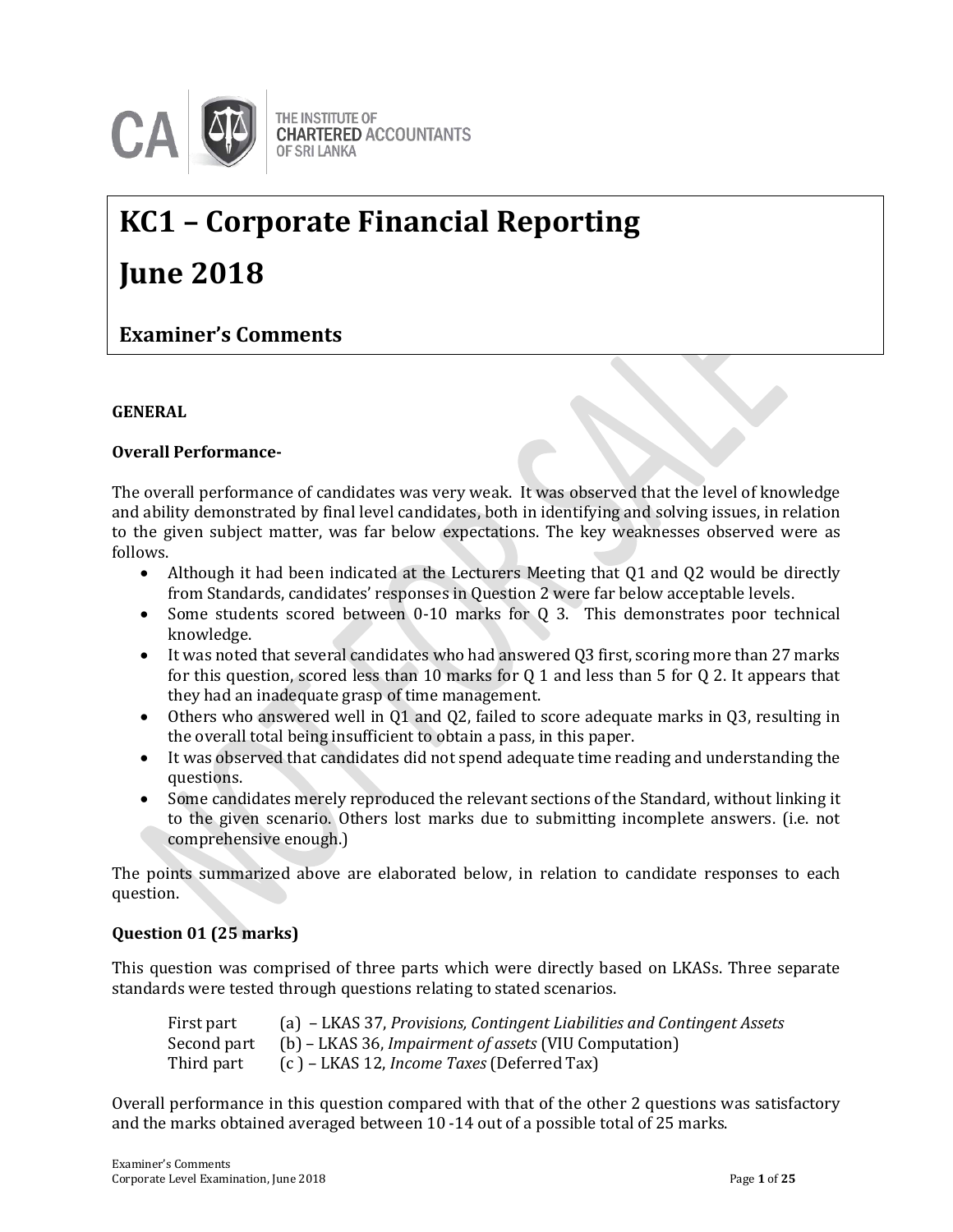# KC1 – Corporate Financial Reporting

# June 2018

## Examiner's Comments

**GENERAL**

**Overall Performance-**

The overall performance of candidates was very weak. It was observed that the level of knowledge and ability demonstrated by final level candidates, both in identifying and solving issues, in relation to the given subject matter, was far below expectations. The key weaknesses observed were as follows.

- Although it had been indicated at the Lecturers Meeting that Q1 and Q2 would be directly from Standards, candidates' responses in Question 2 were far below acceptable levels.
- Some students scored between 0-10 marks for Q 3. This demonstrates poor technical knowledge.
- It was noted that several candidates who had answered Q3 first, scoring more than 27 marks for this question, scored less than 10 marks for Q 1 and less than 5 for Q 2. It appears that they had an inadequate grasp of time management.
- Others who answered well in Q1 and Q2, failed to score adequate marks in Q3, resulting in the overall total being insufficient to obtain a pass, in this paper.
- It was observed that candidates did not spend adequate time reading and understanding the questions.
- Some candidates merely reproduced the relevant sections of the Standard, without linking it to the given scenario. Others lost marks due to submitting incomplete answers. (i.e. not comprehensive enough.)

The points summarized above are elaborated below, in relation to candidate responses to each question.

**Question 01 (25 marks)**

This question was comprised of three parts which were directly based on LKASs. Three separate standards were tested through questions relating to stated scenarios.

First part (a) – LKAS 37, *Provisions, Contingent Liabilities and Contingent Assets*
Second part (b) – LKAS 36, *Impairment of assets* (VIU Computation)
Third part (c ) – LKAS 12, *Income Taxes* (Deferred Tax)

Overall performance in this question compared with that of the other 2 questions was satisfactory and the marks obtained averaged between 10 -14 out of a possible total of 25 marks.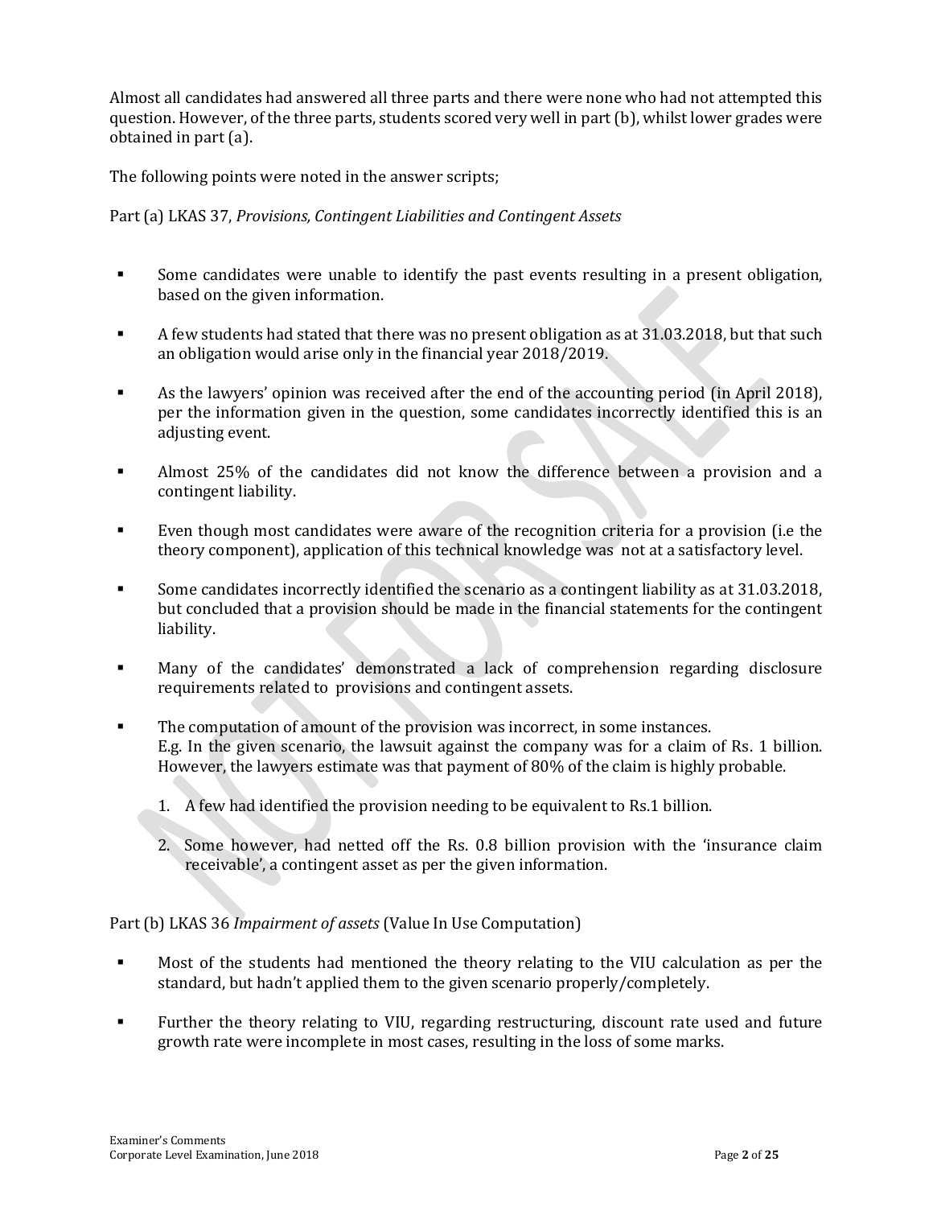Almost all candidates had answered all three parts and there were none who had not attempted this question. However, of the three parts, students scored very well in part (b), whilst lower grades were obtained in part (a).

The following points were noted in the answer scripts;

Part (a) LKAS 37, *Provisions, Contingent Liabilities and Contingent Assets*

- Some candidates were unable to identify the past events resulting in a present obligation, based on the given information.
- A few students had stated that there was no present obligation as at 31.03.2018, but that such an obligation would arise only in the financial year 2018/2019.
- As the lawyers' opinion was received after the end of the accounting period (in April 2018), per the information given in the question, some candidates incorrectly identified this is an adjusting event.
- Almost 25% of the candidates did not know the difference between a provision and a contingent liability.
- Even though most candidates were aware of the recognition criteria for a provision (i.e the theory component), application of this technical knowledge was not at a satisfactory level.
- Some candidates incorrectly identified the scenario as a contingent liability as at 31.03.2018, but concluded that a provision should be made in the financial statements for the contingent liability.
- Many of the candidates' demonstrated a lack of comprehension regarding disclosure requirements related to provisions and contingent assets.
- The computation of amount of the provision was incorrect, in some instances.
  E.g. In the given scenario, the lawsuit against the company was for a claim of Rs. 1 billion. However, the lawyers estimate was that payment of 80% of the claim is highly probable.

  1. A few had identified the provision needing to be equivalent to Rs.1 billion.
  2. Some however, had netted off the Rs. 0.8 billion provision with the 'insurance claim receivable', a contingent asset as per the given information.

Part (b) LKAS 36 *Impairment of assets* (Value In Use Computation)

- Most of the students had mentioned the theory relating to the VIU calculation as per the standard, but hadn't applied them to the given scenario properly/completely.
- Further the theory relating to VIU, regarding restructuring, discount rate used and future growth rate were incomplete in most cases, resulting in the loss of some marks.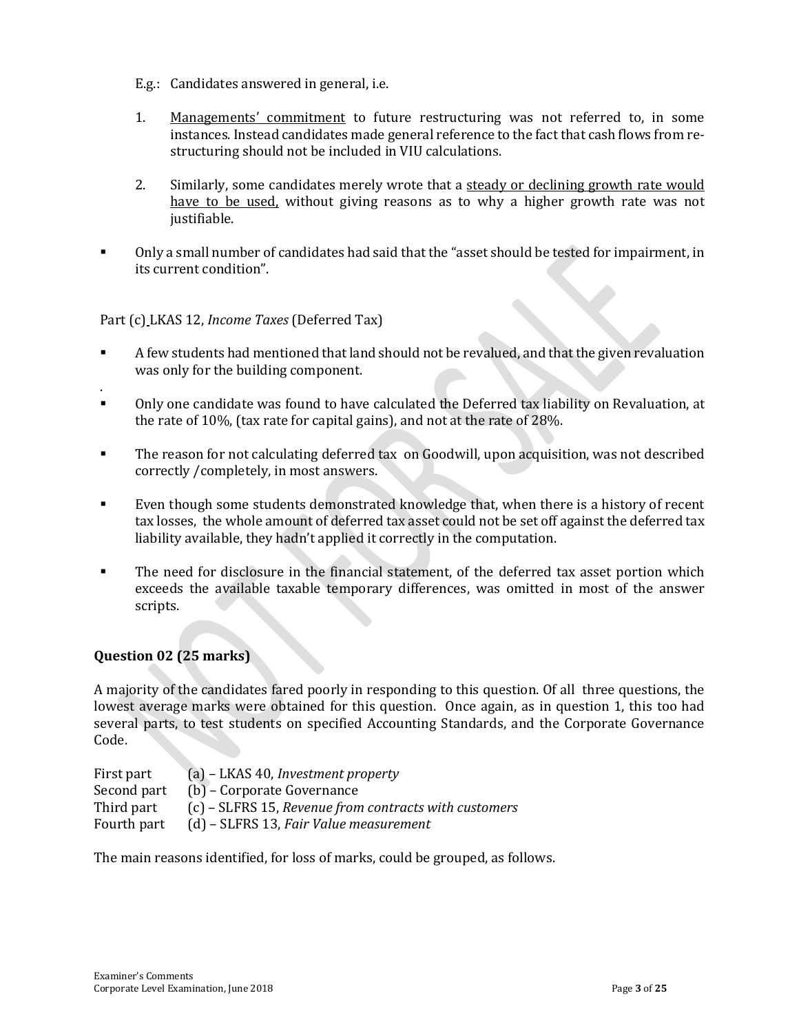E.g.: Candidates answered in general, i.e.

1. Managements' commitment to future restructuring was not referred to, in some instances. Instead candidates made general reference to the fact that cash flows from re-structuring should not be included in VIU calculations.

2. Similarly, some candidates merely wrote that a steady or declining growth rate would have to be used, without giving reasons as to why a higher growth rate was not justifiable.

- Only a small number of candidates had said that the "asset should be tested for impairment, in its current condition".

Part (c) LKAS 12, *Income Taxes* (Deferred Tax)

- A few students had mentioned that land should not be revalued, and that the given revaluation was only for the building component.

- Only one candidate was found to have calculated the Deferred tax liability on Revaluation, at the rate of 10%, (tax rate for capital gains), and not at the rate of 28%.

- The reason for not calculating deferred tax on Goodwill, upon acquisition, was not described correctly /completely, in most answers.

- Even though some students demonstrated knowledge that, when there is a history of recent tax losses, the whole amount of deferred tax asset could not be set off against the deferred tax liability available, they hadn't applied it correctly in the computation.

- The need for disclosure in the financial statement, of the deferred tax asset portion which exceeds the available taxable temporary differences, was omitted in most of the answer scripts.

### Question 02 (25 marks)

A majority of the candidates fared poorly in responding to this question. Of all three questions, the lowest average marks were obtained for this question. Once again, as in question 1, this too had several parts, to test students on specified Accounting Standards, and the Corporate Governance Code.

| | |
|---|---|
| First part | (a) – LKAS 40, *Investment property* |
| Second part | (b) – Corporate Governance |
| Third part | (c) – SLFRS 15, *Revenue from contracts with customers* |
| Fourth part | (d) – SLFRS 13, *Fair Value measurement* |

The main reasons identified, for loss of marks, could be grouped, as follows.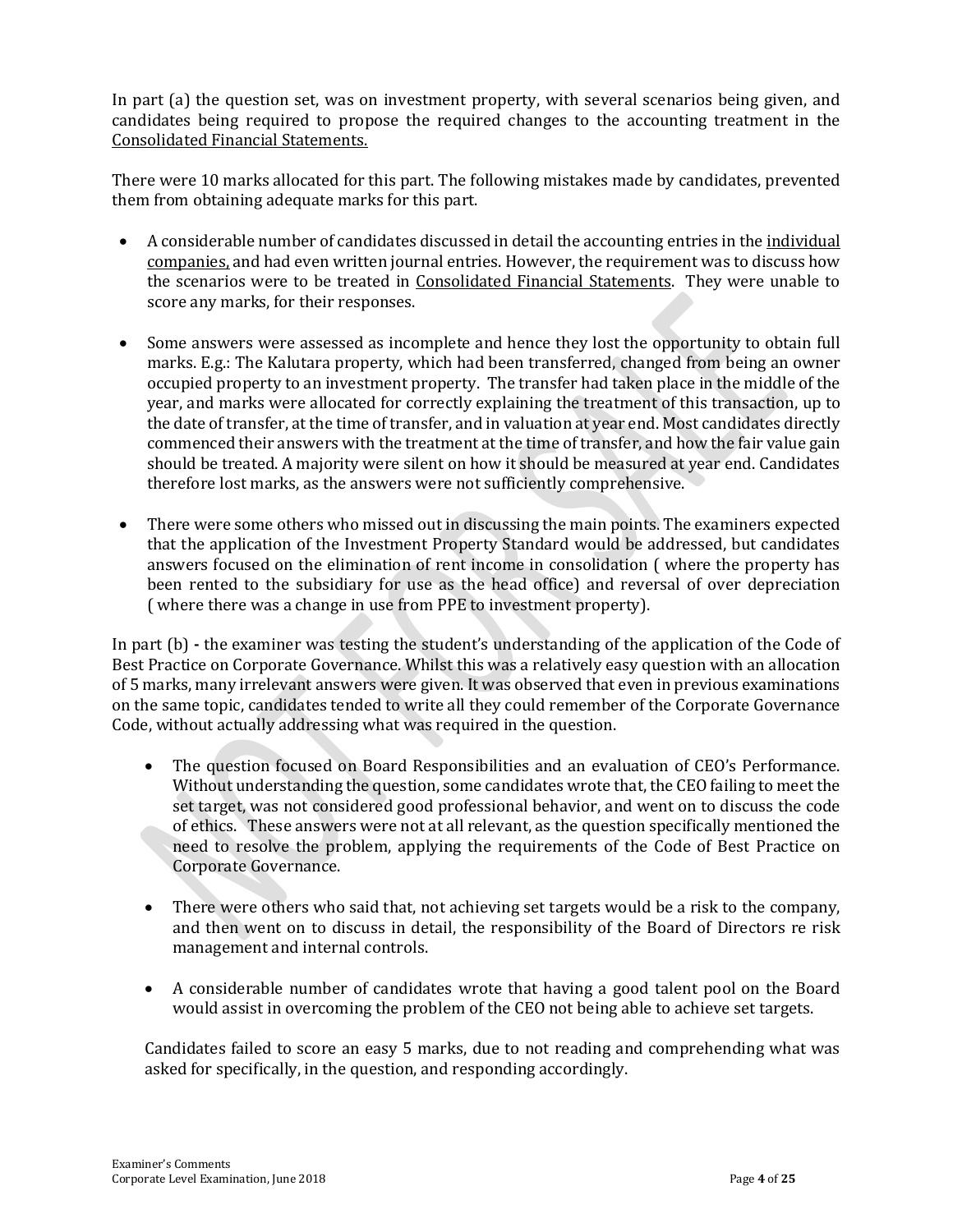In part (a) the question set, was on investment property, with several scenarios being given, and candidates being required to propose the required changes to the accounting treatment in the Consolidated Financial Statements.

There were 10 marks allocated for this part. The following mistakes made by candidates, prevented them from obtaining adequate marks for this part.

- A considerable number of candidates discussed in detail the accounting entries in the individual companies, and had even written journal entries. However, the requirement was to discuss how the scenarios were to be treated in Consolidated Financial Statements. They were unable to score any marks, for their responses.
- Some answers were assessed as incomplete and hence they lost the opportunity to obtain full marks. E.g.: The Kalutara property, which had been transferred, changed from being an owner occupied property to an investment property. The transfer had taken place in the middle of the year, and marks were allocated for correctly explaining the treatment of this transaction, up to the date of transfer, at the time of transfer, and in valuation at year end. Most candidates directly commenced their answers with the treatment at the time of transfer, and how the fair value gain should be treated. A majority were silent on how it should be measured at year end. Candidates therefore lost marks, as the answers were not sufficiently comprehensive.
- There were some others who missed out in discussing the main points. The examiners expected that the application of the Investment Property Standard would be addressed, but candidates answers focused on the elimination of rent income in consolidation ( where the property has been rented to the subsidiary for use as the head office) and reversal of over depreciation ( where there was a change in use from PPE to investment property).

In part (b) - the examiner was testing the student's understanding of the application of the Code of Best Practice on Corporate Governance. Whilst this was a relatively easy question with an allocation of 5 marks, many irrelevant answers were given. It was observed that even in previous examinations on the same topic, candidates tended to write all they could remember of the Corporate Governance Code, without actually addressing what was required in the question.

- The question focused on Board Responsibilities and an evaluation of CEO's Performance. Without understanding the question, some candidates wrote that, the CEO failing to meet the set target, was not considered good professional behavior, and went on to discuss the code of ethics. These answers were not at all relevant, as the question specifically mentioned the need to resolve the problem, applying the requirements of the Code of Best Practice on Corporate Governance.
- There were others who said that, not achieving set targets would be a risk to the company, and then went on to discuss in detail, the responsibility of the Board of Directors re risk management and internal controls.
- A considerable number of candidates wrote that having a good talent pool on the Board would assist in overcoming the problem of the CEO not being able to achieve set targets.

Candidates failed to score an easy 5 marks, due to not reading and comprehending what was asked for specifically, in the question, and responding accordingly.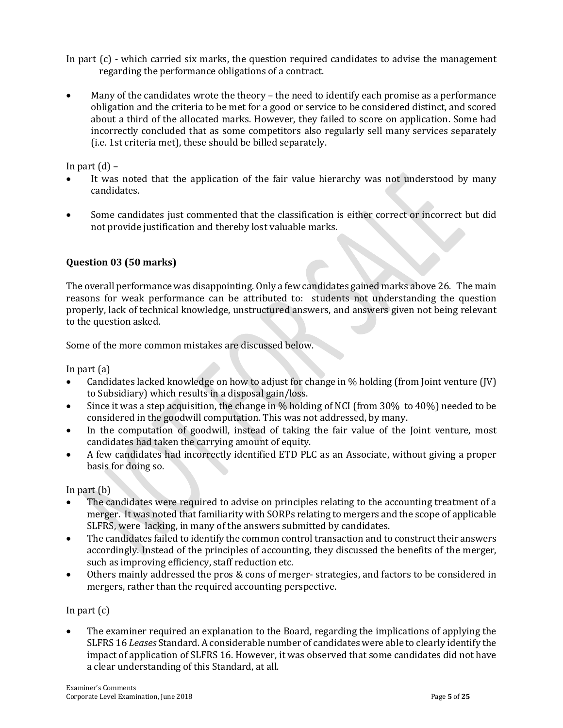In part (c) - which carried six marks, the question required candidates to advise the management regarding the performance obligations of a contract.

- Many of the candidates wrote the theory – the need to identify each promise as a performance obligation and the criteria to be met for a good or service to be considered distinct, and scored about a third of the allocated marks. However, they failed to score on application. Some had incorrectly concluded that as some competitors also regularly sell many services separately (i.e. 1st criteria met), these should be billed separately.

In part (d) –

- It was noted that the application of the fair value hierarchy was not understood by many candidates.
- Some candidates just commented that the classification is either correct or incorrect but did not provide justification and thereby lost valuable marks.

**Question 03 (50 marks)**

The overall performance was disappointing. Only a few candidates gained marks above 26. The main reasons for weak performance can be attributed to: students not understanding the question properly, lack of technical knowledge, unstructured answers, and answers given not being relevant to the question asked.

Some of the more common mistakes are discussed below.

In part (a)

- Candidates lacked knowledge on how to adjust for change in % holding (from Joint venture (JV) to Subsidiary) which results in a disposal gain/loss.
- Since it was a step acquisition, the change in % holding of NCI (from 30% to 40%) needed to be considered in the goodwill computation. This was not addressed, by many.
- In the computation of goodwill, instead of taking the fair value of the Joint venture, most candidates had taken the carrying amount of equity.
- A few candidates had incorrectly identified ETD PLC as an Associate, without giving a proper basis for doing so.

In part (b)

- The candidates were required to advise on principles relating to the accounting treatment of a merger. It was noted that familiarity with SORPs relating to mergers and the scope of applicable SLFRS, were lacking, in many of the answers submitted by candidates.
- The candidates failed to identify the common control transaction and to construct their answers accordingly. Instead of the principles of accounting, they discussed the benefits of the merger, such as improving efficiency, staff reduction etc.
- Others mainly addressed the pros & cons of merger- strategies, and factors to be considered in mergers, rather than the required accounting perspective.

In part (c)

- The examiner required an explanation to the Board, regarding the implications of applying the SLFRS 16 *Leases* Standard. A considerable number of candidates were able to clearly identify the impact of application of SLFRS 16. However, it was observed that some candidates did not have a clear understanding of this Standard, at all.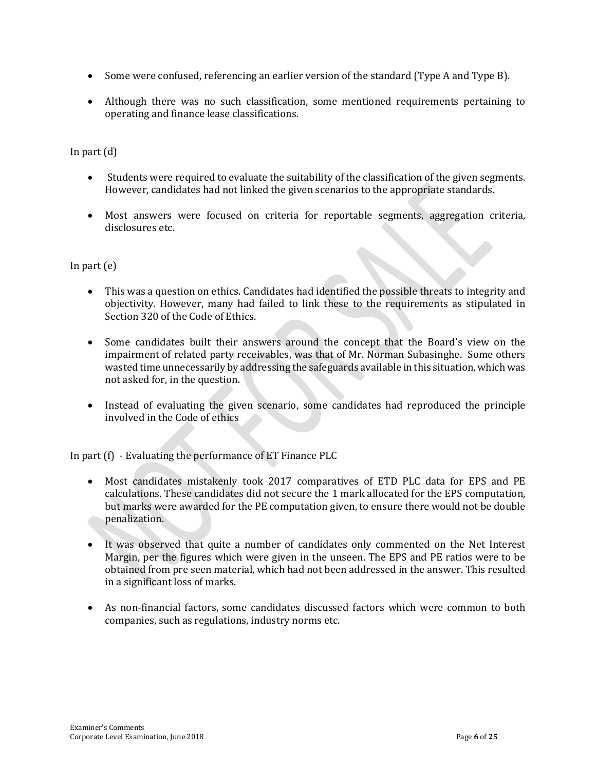- Some were confused, referencing an earlier version of the standard (Type A and Type B).
- Although there was no such classification, some mentioned requirements pertaining to operating and finance lease classifications.

In part (d)

- Students were required to evaluate the suitability of the classification of the given segments. However, candidates had not linked the given scenarios to the appropriate standards.
- Most answers were focused on criteria for reportable segments, aggregation criteria, disclosures etc.

In part (e)

- This was a question on ethics. Candidates had identified the possible threats to integrity and objectivity. However, many had failed to link these to the requirements as stipulated in Section 320 of the Code of Ethics.
- Some candidates built their answers around the concept that the Board's view on the impairment of related party receivables, was that of Mr. Norman Subasinghe. Some others wasted time unnecessarily by addressing the safeguards available in this situation, which was not asked for, in the question.
- Instead of evaluating the given scenario, some candidates had reproduced the principle involved in the Code of ethics

In part (f) - Evaluating the performance of ET Finance PLC

- Most candidates mistakenly took 2017 comparatives of ETD PLC data for EPS and PE calculations. These candidates did not secure the 1 mark allocated for the EPS computation, but marks were awarded for the PE computation given, to ensure there would not be double penalization.
- It was observed that quite a number of candidates only commented on the Net Interest Margin, per the figures which were given in the unseen. The EPS and PE ratios were to be obtained from pre seen material, which had not been addressed in the answer. This resulted in a significant loss of marks.
- As non-financial factors, some candidates discussed factors which were common to both companies, such as regulations, industry norms etc.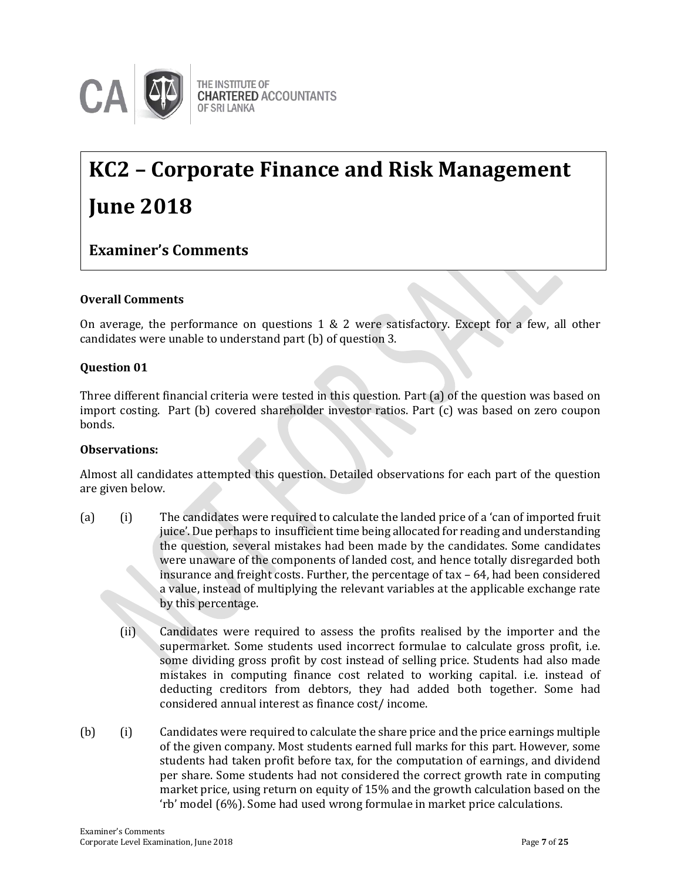THE INSTITUTE OF CHARTERED ACCOUNTANTS OF SRI LANKA

# KC2 – Corporate Finance and Risk Management

# June 2018

## Examiner's Comments

**Overall Comments**

On average, the performance on questions 1 & 2 were satisfactory. Except for a few, all other candidates were unable to understand part (b) of question 3.

**Question 01**

Three different financial criteria were tested in this question. Part (a) of the question was based on import costing. Part (b) covered shareholder investor ratios. Part (c) was based on zero coupon bonds.

**Observations:**

Almost all candidates attempted this question. Detailed observations for each part of the question are given below.

(a) (i) The candidates were required to calculate the landed price of a 'can of imported fruit juice'. Due perhaps to insufficient time being allocated for reading and understanding the question, several mistakes had been made by the candidates. Some candidates were unaware of the components of landed cost, and hence totally disregarded both insurance and freight costs. Further, the percentage of tax – 64, had been considered a value, instead of multiplying the relevant variables at the applicable exchange rate by this percentage.

(ii) Candidates were required to assess the profits realised by the importer and the supermarket. Some students used incorrect formulae to calculate gross profit, i.e. some dividing gross profit by cost instead of selling price. Students had also made mistakes in computing finance cost related to working capital. i.e. instead of deducting creditors from debtors, they had added both together. Some had considered annual interest as finance cost/ income.

(b) (i) Candidates were required to calculate the share price and the price earnings multiple of the given company. Most students earned full marks for this part. However, some students had taken profit before tax, for the computation of earnings, and dividend per share. Some students had not considered the correct growth rate in computing market price, using return on equity of 15% and the growth calculation based on the 'rb' model (6%). Some had used wrong formulae in market price calculations.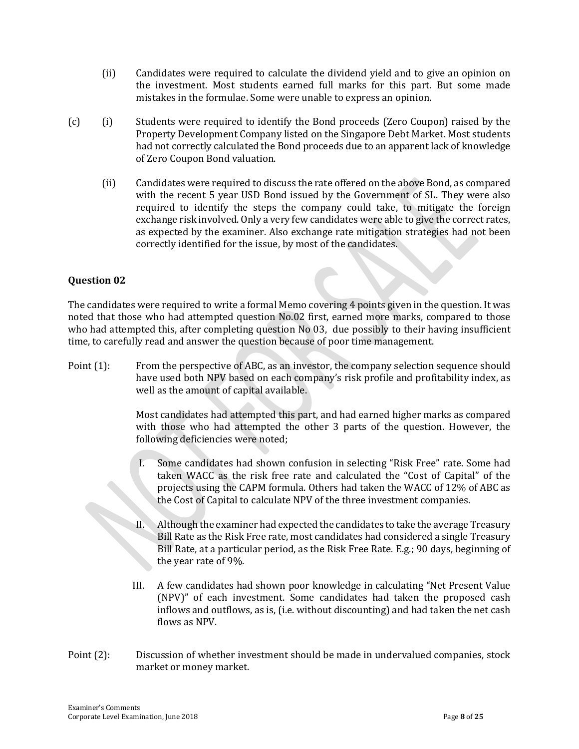(ii) Candidates were required to calculate the dividend yield and to give an opinion on the investment. Most students earned full marks for this part. But some made mistakes in the formulae. Some were unable to express an opinion.

(c) (i) Students were required to identify the Bond proceeds (Zero Coupon) raised by the Property Development Company listed on the Singapore Debt Market. Most students had not correctly calculated the Bond proceeds due to an apparent lack of knowledge of Zero Coupon Bond valuation.

(ii) Candidates were required to discuss the rate offered on the above Bond, as compared with the recent 5 year USD Bond issued by the Government of SL. They were also required to identify the steps the company could take, to mitigate the foreign exchange risk involved. Only a very few candidates were able to give the correct rates, as expected by the examiner. Also exchange rate mitigation strategies had not been correctly identified for the issue, by most of the candidates.

## Question 02

The candidates were required to write a formal Memo covering 4 points given in the question. It was noted that those who had attempted question No.02 first, earned more marks, compared to those who had attempted this, after completing question No 03, due possibly to their having insufficient time, to carefully read and answer the question because of poor time management.

Point (1): From the perspective of ABC, as an investor, the company selection sequence should have used both NPV based on each company's risk profile and profitability index, as well as the amount of capital available.

Most candidates had attempted this part, and had earned higher marks as compared with those who had attempted the other 3 parts of the question. However, the following deficiencies were noted;

I. Some candidates had shown confusion in selecting "Risk Free" rate. Some had taken WACC as the risk free rate and calculated the "Cost of Capital" of the projects using the CAPM formula. Others had taken the WACC of 12% of ABC as the Cost of Capital to calculate NPV of the three investment companies.

II. Although the examiner had expected the candidates to take the average Treasury Bill Rate as the Risk Free rate, most candidates had considered a single Treasury Bill Rate, at a particular period, as the Risk Free Rate. E.g.; 90 days, beginning of the year rate of 9%.

III. A few candidates had shown poor knowledge in calculating "Net Present Value (NPV)" of each investment. Some candidates had taken the proposed cash inflows and outflows, as is, (i.e. without discounting) and had taken the net cash flows as NPV.

Point (2): Discussion of whether investment should be made in undervalued companies, stock market or money market.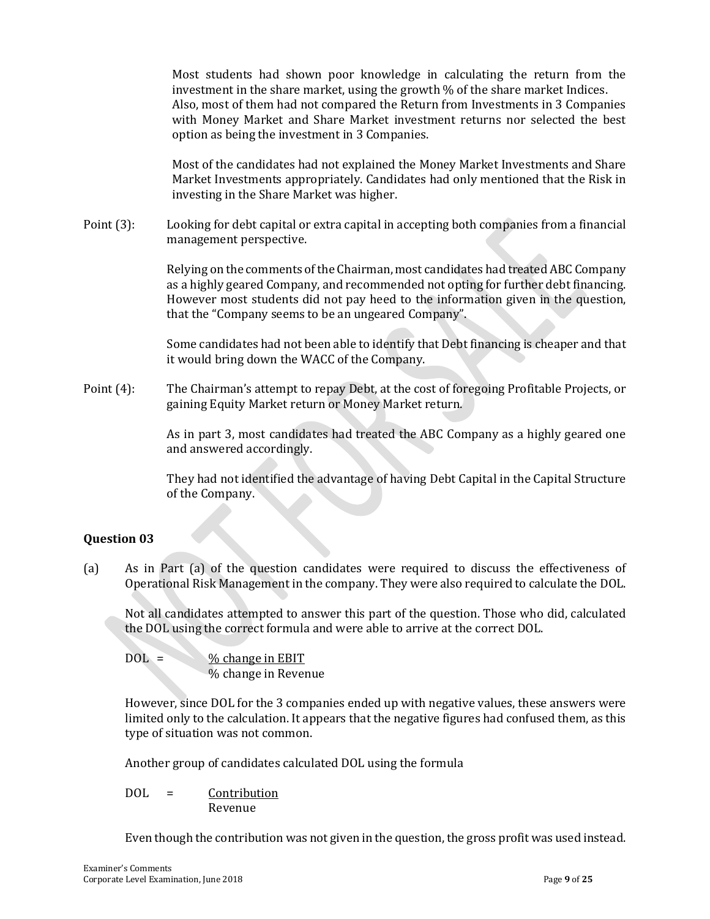Most students had shown poor knowledge in calculating the return from the investment in the share market, using the growth % of the share market Indices. Also, most of them had not compared the Return from Investments in 3 Companies with Money Market and Share Market investment returns nor selected the best option as being the investment in 3 Companies.

Most of the candidates had not explained the Money Market Investments and Share Market Investments appropriately. Candidates had only mentioned that the Risk in investing in the Share Market was higher.

Point (3): Looking for debt capital or extra capital in accepting both companies from a financial management perspective.

Relying on the comments of the Chairman, most candidates had treated ABC Company as a highly geared Company, and recommended not opting for further debt financing. However most students did not pay heed to the information given in the question, that the "Company seems to be an ungeared Company".

Some candidates had not been able to identify that Debt financing is cheaper and that it would bring down the WACC of the Company.

Point (4): The Chairman's attempt to repay Debt, at the cost of foregoing Profitable Projects, or gaining Equity Market return or Money Market return.

As in part 3, most candidates had treated the ABC Company as a highly geared one and answered accordingly.

They had not identified the advantage of having Debt Capital in the Capital Structure of the Company.

### Question 03

(a) As in Part (a) of the question candidates were required to discuss the effectiveness of Operational Risk Management in the company. They were also required to calculate the DOL.

Not all candidates attempted to answer this part of the question. Those who did, calculated the DOL using the correct formula and were able to arrive at the correct DOL.

$$DOL = \frac{\%\text{ change in EBIT}}{\%\text{ change in Revenue}}$$

However, since DOL for the 3 companies ended up with negative values, these answers were limited only to the calculation. It appears that the negative figures had confused them, as this type of situation was not common.

Another group of candidates calculated DOL using the formula

$$DOL = \frac{\text{Contribution}}{\text{Revenue}}$$

Even though the contribution was not given in the question, the gross profit was used instead.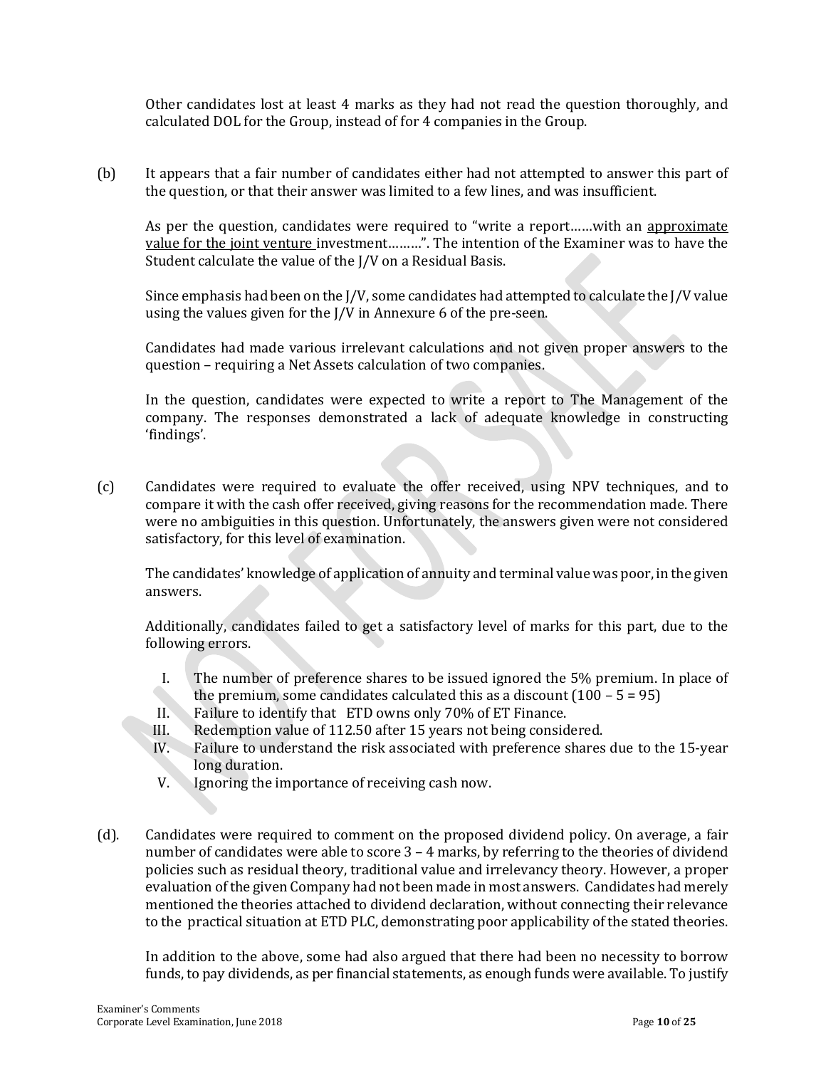Other candidates lost at least 4 marks as they had not read the question thoroughly, and calculated DOL for the Group, instead of for 4 companies in the Group.

(b) It appears that a fair number of candidates either had not attempted to answer this part of the question, or that their answer was limited to a few lines, and was insufficient.

As per the question, candidates were required to "write a report……with an approximate value for the joint venture investment………". The intention of the Examiner was to have the Student calculate the value of the J/V on a Residual Basis.

Since emphasis had been on the J/V, some candidates had attempted to calculate the J/V value using the values given for the J/V in Annexure 6 of the pre-seen.

Candidates had made various irrelevant calculations and not given proper answers to the question – requiring a Net Assets calculation of two companies.

In the question, candidates were expected to write a report to The Management of the company. The responses demonstrated a lack of adequate knowledge in constructing 'findings'.

(c) Candidates were required to evaluate the offer received, using NPV techniques, and to compare it with the cash offer received, giving reasons for the recommendation made. There were no ambiguities in this question. Unfortunately, the answers given were not considered satisfactory, for this level of examination.

The candidates' knowledge of application of annuity and terminal value was poor, in the given answers.

Additionally, candidates failed to get a satisfactory level of marks for this part, due to the following errors.

I. The number of preference shares to be issued ignored the 5% premium. In place of the premium, some candidates calculated this as a discount (100 – 5 = 95)
II. Failure to identify that ETD owns only 70% of ET Finance.
III. Redemption value of 112.50 after 15 years not being considered.
IV. Failure to understand the risk associated with preference shares due to the 15-year long duration.
V. Ignoring the importance of receiving cash now.

(d). Candidates were required to comment on the proposed dividend policy. On average, a fair number of candidates were able to score 3 – 4 marks, by referring to the theories of dividend policies such as residual theory, traditional value and irrelevancy theory. However, a proper evaluation of the given Company had not been made in most answers. Candidates had merely mentioned the theories attached to dividend declaration, without connecting their relevance to the practical situation at ETD PLC, demonstrating poor applicability of the stated theories.

In addition to the above, some had also argued that there had been no necessity to borrow funds, to pay dividends, as per financial statements, as enough funds were available. To justify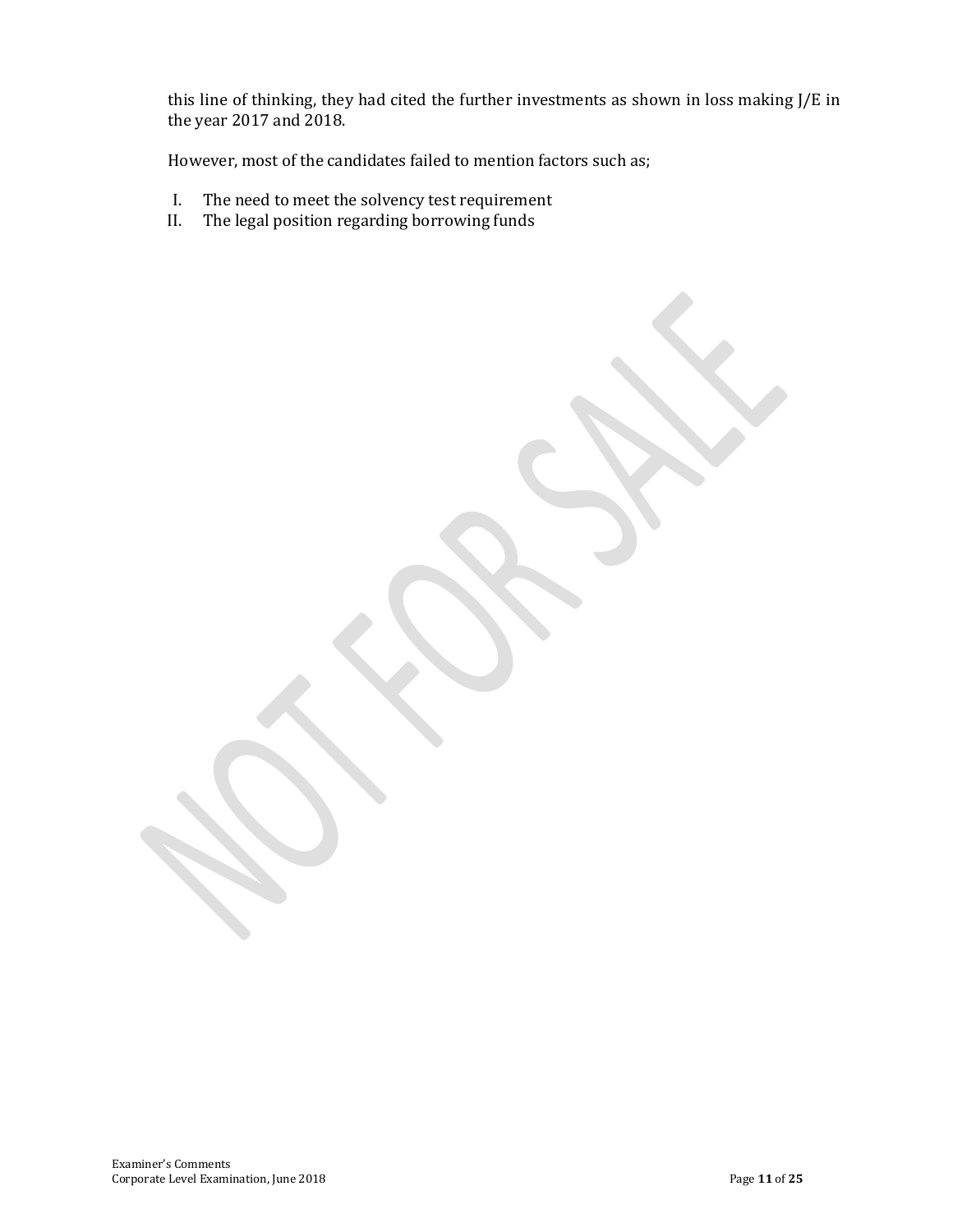this line of thinking, they had cited the further investments as shown in loss making J/E in the year 2017 and 2018.

However, most of the candidates failed to mention factors such as;

I. The need to meet the solvency test requirement
II. The legal position regarding borrowing funds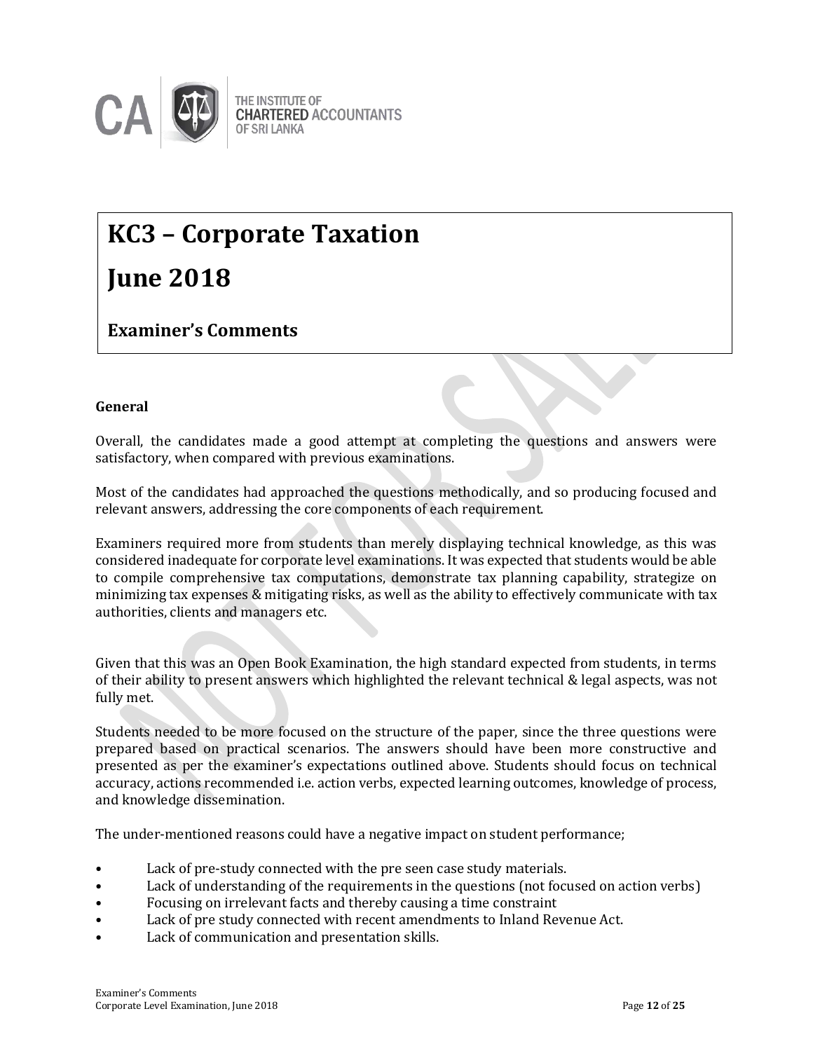# KC3 – Corporate Taxation

# June 2018

### Examiner's Comments

**General**

Overall, the candidates made a good attempt at completing the questions and answers were satisfactory, when compared with previous examinations.

Most of the candidates had approached the questions methodically, and so producing focused and relevant answers, addressing the core components of each requirement.

Examiners required more from students than merely displaying technical knowledge, as this was considered inadequate for corporate level examinations. It was expected that students would be able to compile comprehensive tax computations, demonstrate tax planning capability, strategize on minimizing tax expenses & mitigating risks, as well as the ability to effectively communicate with tax authorities, clients and managers etc.

Given that this was an Open Book Examination, the high standard expected from students, in terms of their ability to present answers which highlighted the relevant technical & legal aspects, was not fully met.

Students needed to be more focused on the structure of the paper, since the three questions were prepared based on practical scenarios. The answers should have been more constructive and presented as per the examiner's expectations outlined above. Students should focus on technical accuracy, actions recommended i.e. action verbs, expected learning outcomes, knowledge of process, and knowledge dissemination.

The under-mentioned reasons could have a negative impact on student performance;

- Lack of pre-study connected with the pre seen case study materials.
- Lack of understanding of the requirements in the questions (not focused on action verbs)
- Focusing on irrelevant facts and thereby causing a time constraint
- Lack of pre study connected with recent amendments to Inland Revenue Act.
- Lack of communication and presentation skills.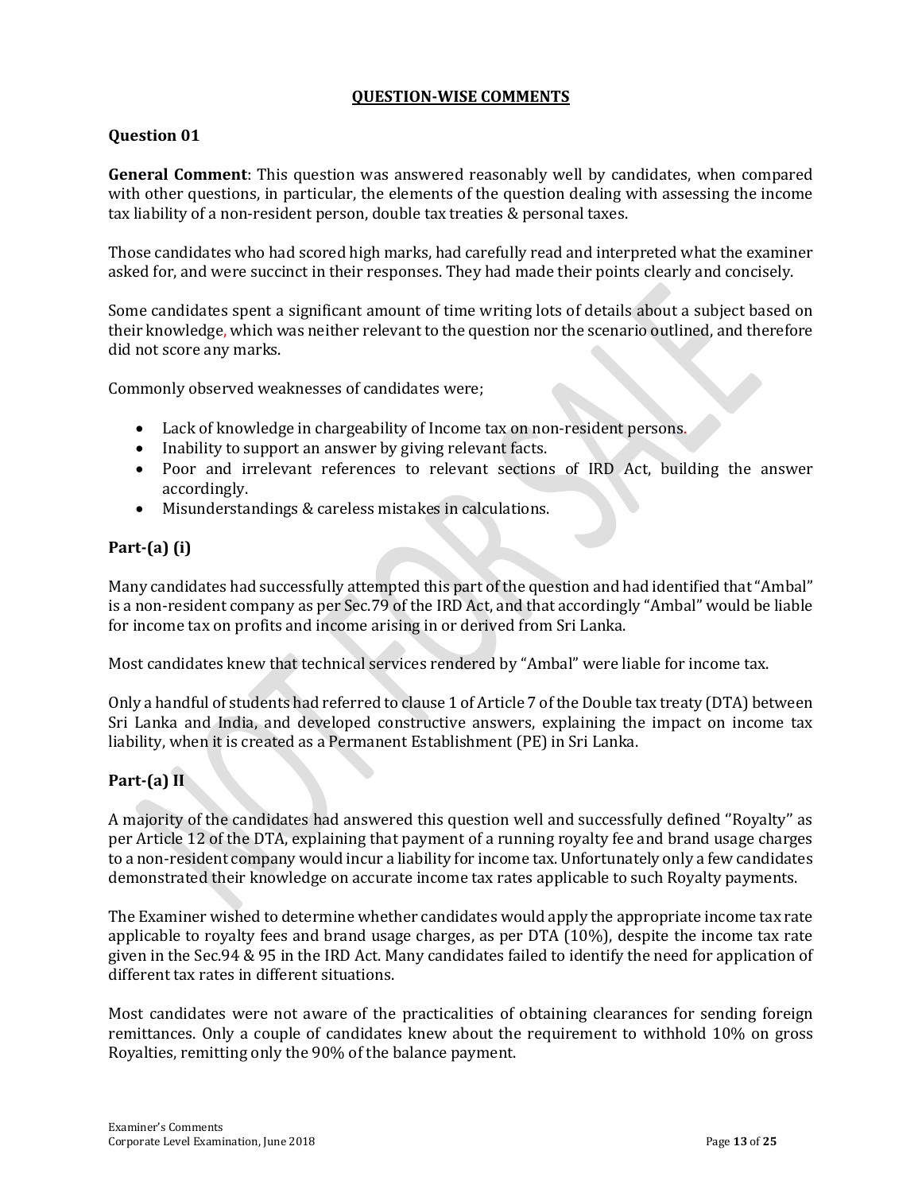## QUESTION-WISE COMMENTS

### Question 01

**General Comment**: This question was answered reasonably well by candidates, when compared with other questions, in particular, the elements of the question dealing with assessing the income tax liability of a non-resident person, double tax treaties & personal taxes.

Those candidates who had scored high marks, had carefully read and interpreted what the examiner asked for, and were succinct in their responses. They had made their points clearly and concisely.

Some candidates spent a significant amount of time writing lots of details about a subject based on their knowledge, which was neither relevant to the question nor the scenario outlined, and therefore did not score any marks.

Commonly observed weaknesses of candidates were;

- Lack of knowledge in chargeability of Income tax on non-resident persons.
- Inability to support an answer by giving relevant facts.
- Poor and irrelevant references to relevant sections of IRD Act, building the answer accordingly.
- Misunderstandings & careless mistakes in calculations.

### Part-(a) (i)

Many candidates had successfully attempted this part of the question and had identified that "Ambal" is a non-resident company as per Sec.79 of the IRD Act, and that accordingly "Ambal" would be liable for income tax on profits and income arising in or derived from Sri Lanka.

Most candidates knew that technical services rendered by "Ambal" were liable for income tax.

Only a handful of students had referred to clause 1 of Article 7 of the Double tax treaty (DTA) between Sri Lanka and India, and developed constructive answers, explaining the impact on income tax liability, when it is created as a Permanent Establishment (PE) in Sri Lanka.

### Part-(a) II

A majority of the candidates had answered this question well and successfully defined ''Royalty'' as per Article 12 of the DTA, explaining that payment of a running royalty fee and brand usage charges to a non-resident company would incur a liability for income tax. Unfortunately only a few candidates demonstrated their knowledge on accurate income tax rates applicable to such Royalty payments.

The Examiner wished to determine whether candidates would apply the appropriate income tax rate applicable to royalty fees and brand usage charges, as per DTA (10%), despite the income tax rate given in the Sec.94 & 95 in the IRD Act. Many candidates failed to identify the need for application of different tax rates in different situations.

Most candidates were not aware of the practicalities of obtaining clearances for sending foreign remittances. Only a couple of candidates knew about the requirement to withhold 10% on gross Royalties, remitting only the 90% of the balance payment.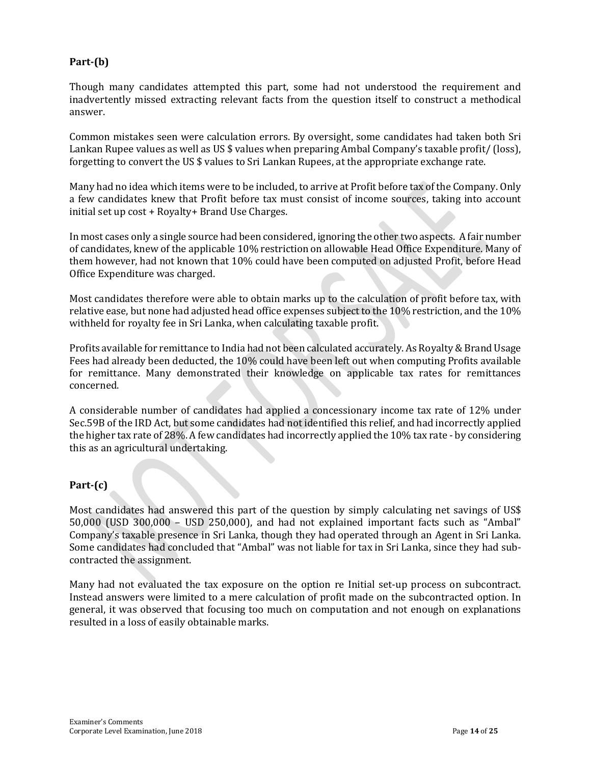**Part-(b)**

Though many candidates attempted this part, some had not understood the requirement and inadvertently missed extracting relevant facts from the question itself to construct a methodical answer.

Common mistakes seen were calculation errors. By oversight, some candidates had taken both Sri Lankan Rupee values as well as US $ values when preparing Ambal Company's taxable profit/ (loss), forgetting to convert the US $ values to Sri Lankan Rupees, at the appropriate exchange rate.

Many had no idea which items were to be included, to arrive at Profit before tax of the Company. Only a few candidates knew that Profit before tax must consist of income sources, taking into account initial set up cost + Royalty+ Brand Use Charges.

In most cases only a single source had been considered, ignoring the other two aspects. A fair number of candidates, knew of the applicable 10% restriction on allowable Head Office Expenditure. Many of them however, had not known that 10% could have been computed on adjusted Profit, before Head Office Expenditure was charged.

Most candidates therefore were able to obtain marks up to the calculation of profit before tax, with relative ease, but none had adjusted head office expenses subject to the 10% restriction, and the 10% withheld for royalty fee in Sri Lanka, when calculating taxable profit.

Profits available for remittance to India had not been calculated accurately. As Royalty & Brand Usage Fees had already been deducted, the 10% could have been left out when computing Profits available for remittance. Many demonstrated their knowledge on applicable tax rates for remittances concerned.

A considerable number of candidates had applied a concessionary income tax rate of 12% under Sec.59B of the IRD Act, but some candidates had not identified this relief, and had incorrectly applied the higher tax rate of 28%. A few candidates had incorrectly applied the 10% tax rate - by considering this as an agricultural undertaking.

**Part-(c)**

Most candidates had answered this part of the question by simply calculating net savings of US$ 50,000 (USD 300,000 – USD 250,000), and had not explained important facts such as "Ambal" Company's taxable presence in Sri Lanka, though they had operated through an Agent in Sri Lanka. Some candidates had concluded that "Ambal" was not liable for tax in Sri Lanka, since they had sub-contracted the assignment.

Many had not evaluated the tax exposure on the option re Initial set-up process on subcontract. Instead answers were limited to a mere calculation of profit made on the subcontracted option. In general, it was observed that focusing too much on computation and not enough on explanations resulted in a loss of easily obtainable marks.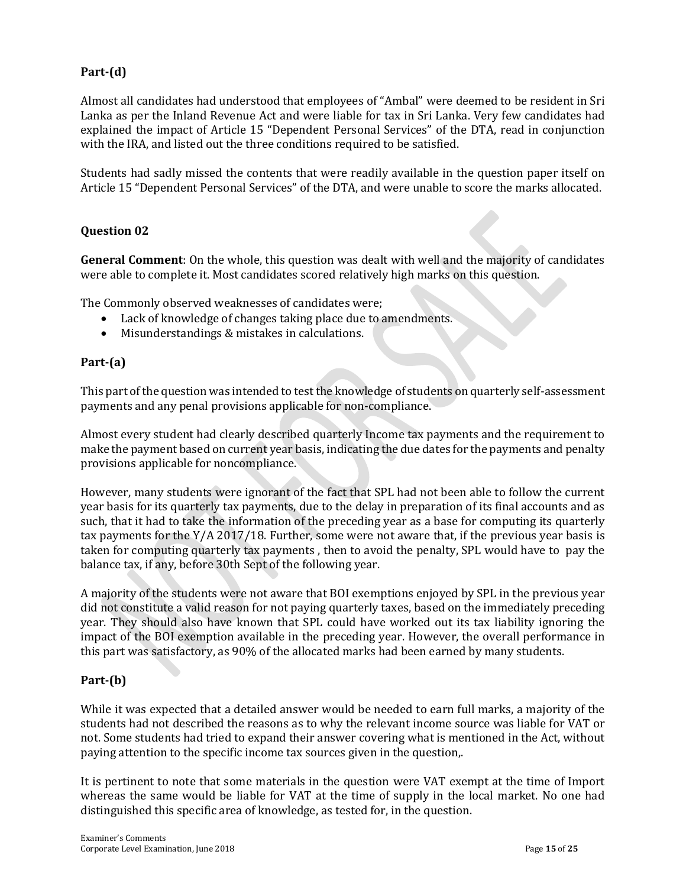### Part-(d)

Almost all candidates had understood that employees of "Ambal" were deemed to be resident in Sri Lanka as per the Inland Revenue Act and were liable for tax in Sri Lanka. Very few candidates had explained the impact of Article 15 "Dependent Personal Services" of the DTA, read in conjunction with the IRA, and listed out the three conditions required to be satisfied.

Students had sadly missed the contents that were readily available in the question paper itself on Article 15 "Dependent Personal Services" of the DTA, and were unable to score the marks allocated.

## Question 02

**General Comment**: On the whole, this question was dealt with well and the majority of candidates were able to complete it. Most candidates scored relatively high marks on this question.

The Commonly observed weaknesses of candidates were;

- Lack of knowledge of changes taking place due to amendments.
- Misunderstandings & mistakes in calculations.

### Part-(a)

This part of the question was intended to test the knowledge of students on quarterly self-assessment payments and any penal provisions applicable for non-compliance.

Almost every student had clearly described quarterly Income tax payments and the requirement to make the payment based on current year basis, indicating the due dates for the payments and penalty provisions applicable for noncompliance.

However, many students were ignorant of the fact that SPL had not been able to follow the current year basis for its quarterly tax payments, due to the delay in preparation of its final accounts and as such, that it had to take the information of the preceding year as a base for computing its quarterly tax payments for the Y/A 2017/18. Further, some were not aware that, if the previous year basis is taken for computing quarterly tax payments , then to avoid the penalty, SPL would have to pay the balance tax, if any, before 30th Sept of the following year.

A majority of the students were not aware that BOI exemptions enjoyed by SPL in the previous year did not constitute a valid reason for not paying quarterly taxes, based on the immediately preceding year. They should also have known that SPL could have worked out its tax liability ignoring the impact of the BOI exemption available in the preceding year. However, the overall performance in this part was satisfactory, as 90% of the allocated marks had been earned by many students.

### Part-(b)

While it was expected that a detailed answer would be needed to earn full marks, a majority of the students had not described the reasons as to why the relevant income source was liable for VAT or not. Some students had tried to expand their answer covering what is mentioned in the Act, without paying attention to the specific income tax sources given in the question,.

It is pertinent to note that some materials in the question were VAT exempt at the time of Import whereas the same would be liable for VAT at the time of supply in the local market. No one had distinguished this specific area of knowledge, as tested for, in the question.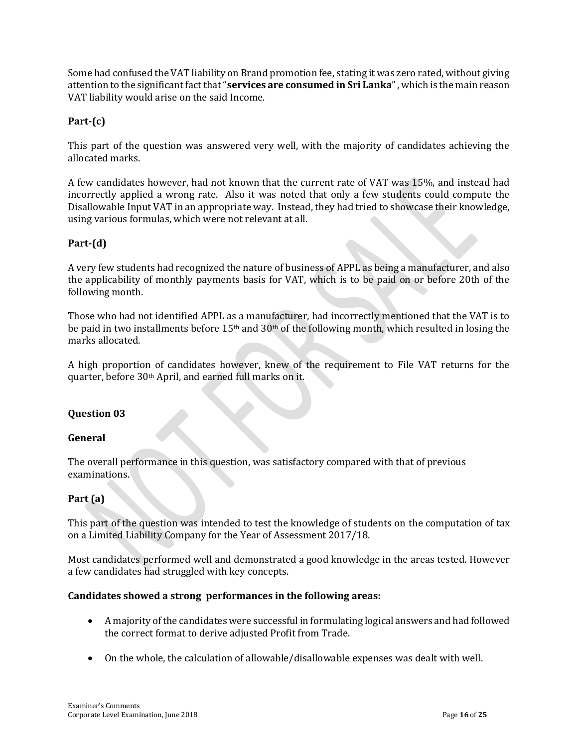Some had confused the VAT liability on Brand promotion fee, stating it was zero rated, without giving attention to the significant fact that "**services are consumed in Sri Lanka**", which is the main reason VAT liability would arise on the said Income.

### Part-(c)

This part of the question was answered very well, with the majority of candidates achieving the allocated marks.

A few candidates however, had not known that the current rate of VAT was 15%, and instead had incorrectly applied a wrong rate. Also it was noted that only a few students could compute the Disallowable Input VAT in an appropriate way. Instead, they had tried to showcase their knowledge, using various formulas, which were not relevant at all.

### Part-(d)

A very few students had recognized the nature of business of APPL as being a manufacturer, and also the applicability of monthly payments basis for VAT, which is to be paid on or before 20th of the following month.

Those who had not identified APPL as a manufacturer, had incorrectly mentioned that the VAT is to be paid in two installments before 15th and 30th of the following month, which resulted in losing the marks allocated.

A high proportion of candidates however, knew of the requirement to File VAT returns for the quarter, before 30th April, and earned full marks on it.

## Question 03

### General

The overall performance in this question, was satisfactory compared with that of previous examinations.

### Part (a)

This part of the question was intended to test the knowledge of students on the computation of tax on a Limited Liability Company for the Year of Assessment 2017/18.

Most candidates performed well and demonstrated a good knowledge in the areas tested. However a few candidates had struggled with key concepts.

**Candidates showed a strong performances in the following areas:**

- A majority of the candidates were successful in formulating logical answers and had followed the correct format to derive adjusted Profit from Trade.
- On the whole, the calculation of allowable/disallowable expenses was dealt with well.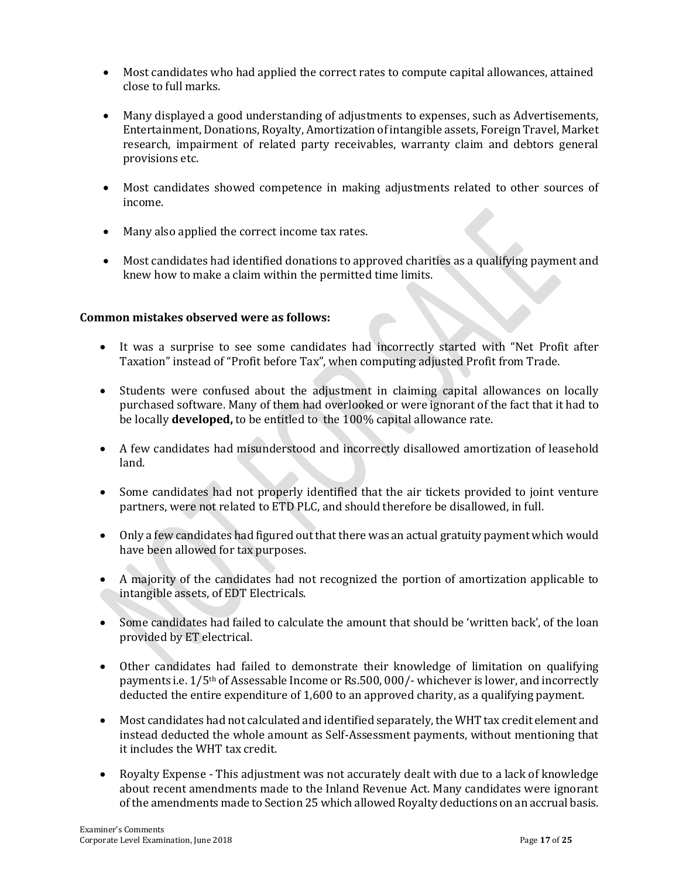- Most candidates who had applied the correct rates to compute capital allowances, attained close to full marks.
- Many displayed a good understanding of adjustments to expenses, such as Advertisements, Entertainment, Donations, Royalty, Amortization of intangible assets, Foreign Travel, Market research, impairment of related party receivables, warranty claim and debtors general provisions etc.
- Most candidates showed competence in making adjustments related to other sources of income.
- Many also applied the correct income tax rates.
- Most candidates had identified donations to approved charities as a qualifying payment and knew how to make a claim within the permitted time limits.

**Common mistakes observed were as follows:**

- It was a surprise to see some candidates had incorrectly started with "Net Profit after Taxation" instead of "Profit before Tax", when computing adjusted Profit from Trade.
- Students were confused about the adjustment in claiming capital allowances on locally purchased software. Many of them had overlooked or were ignorant of the fact that it had to be locally **developed,** to be entitled to the 100% capital allowance rate.
- A few candidates had misunderstood and incorrectly disallowed amortization of leasehold land.
- Some candidates had not properly identified that the air tickets provided to joint venture partners, were not related to ETD PLC, and should therefore be disallowed, in full.
- Only a few candidates had figured out that there was an actual gratuity payment which would have been allowed for tax purposes.
- A majority of the candidates had not recognized the portion of amortization applicable to intangible assets, of EDT Electricals.
- Some candidates had failed to calculate the amount that should be 'written back', of the loan provided by ET electrical.
- Other candidates had failed to demonstrate their knowledge of limitation on qualifying payments i.e. 1/5th of Assessable Income or Rs.500, 000/- whichever is lower, and incorrectly deducted the entire expenditure of 1,600 to an approved charity, as a qualifying payment.
- Most candidates had not calculated and identified separately, the WHT tax credit element and instead deducted the whole amount as Self-Assessment payments, without mentioning that it includes the WHT tax credit.
- Royalty Expense - This adjustment was not accurately dealt with due to a lack of knowledge about recent amendments made to the Inland Revenue Act. Many candidates were ignorant of the amendments made to Section 25 which allowed Royalty deductions on an accrual basis.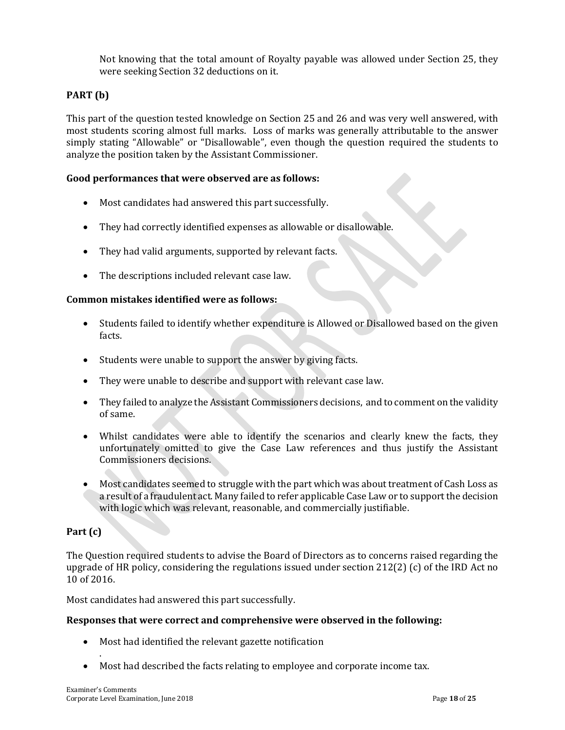Not knowing that the total amount of Royalty payable was allowed under Section 25, they were seeking Section 32 deductions on it.

## PART (b)

This part of the question tested knowledge on Section 25 and 26 and was very well answered, with most students scoring almost full marks. Loss of marks was generally attributable to the answer simply stating "Allowable" or "Disallowable", even though the question required the students to analyze the position taken by the Assistant Commissioner.

**Good performances that were observed are as follows:**

- Most candidates had answered this part successfully.
- They had correctly identified expenses as allowable or disallowable.
- They had valid arguments, supported by relevant facts.
- The descriptions included relevant case law.

**Common mistakes identified were as follows:**

- Students failed to identify whether expenditure is Allowed or Disallowed based on the given facts.
- Students were unable to support the answer by giving facts.
- They were unable to describe and support with relevant case law.
- They failed to analyze the Assistant Commissioners decisions, and to comment on the validity of same.
- Whilst candidates were able to identify the scenarios and clearly knew the facts, they unfortunately omitted to give the Case Law references and thus justify the Assistant Commissioners decisions.
- Most candidates seemed to struggle with the part which was about treatment of Cash Loss as a result of a fraudulent act. Many failed to refer applicable Case Law or to support the decision with logic which was relevant, reasonable, and commercially justifiable.

## Part (c)

The Question required students to advise the Board of Directors as to concerns raised regarding the upgrade of HR policy, considering the regulations issued under section 212(2) (c) of the IRD Act no 10 of 2016.

Most candidates had answered this part successfully.

**Responses that were correct and comprehensive were observed in the following:**

- Most had identified the relevant gazette notification
- Most had described the facts relating to employee and corporate income tax.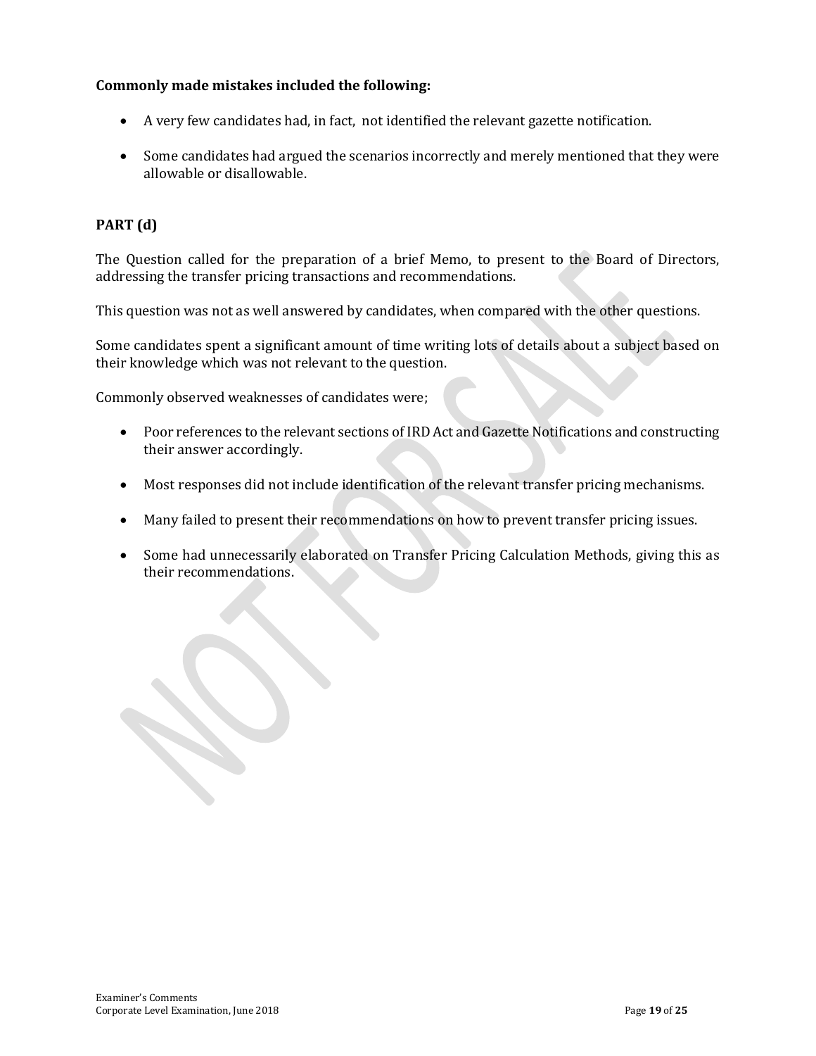**Commonly made mistakes included the following:**

- A very few candidates had, in fact, not identified the relevant gazette notification.

- Some candidates had argued the scenarios incorrectly and merely mentioned that they were allowable or disallowable.

### PART (d)

The Question called for the preparation of a brief Memo, to present to the Board of Directors, addressing the transfer pricing transactions and recommendations.

This question was not as well answered by candidates, when compared with the other questions.

Some candidates spent a significant amount of time writing lots of details about a subject based on their knowledge which was not relevant to the question.

Commonly observed weaknesses of candidates were;

- Poor references to the relevant sections of IRD Act and Gazette Notifications and constructing their answer accordingly.

- Most responses did not include identification of the relevant transfer pricing mechanisms.

- Many failed to present their recommendations on how to prevent transfer pricing issues.

- Some had unnecessarily elaborated on Transfer Pricing Calculation Methods, giving this as their recommendations.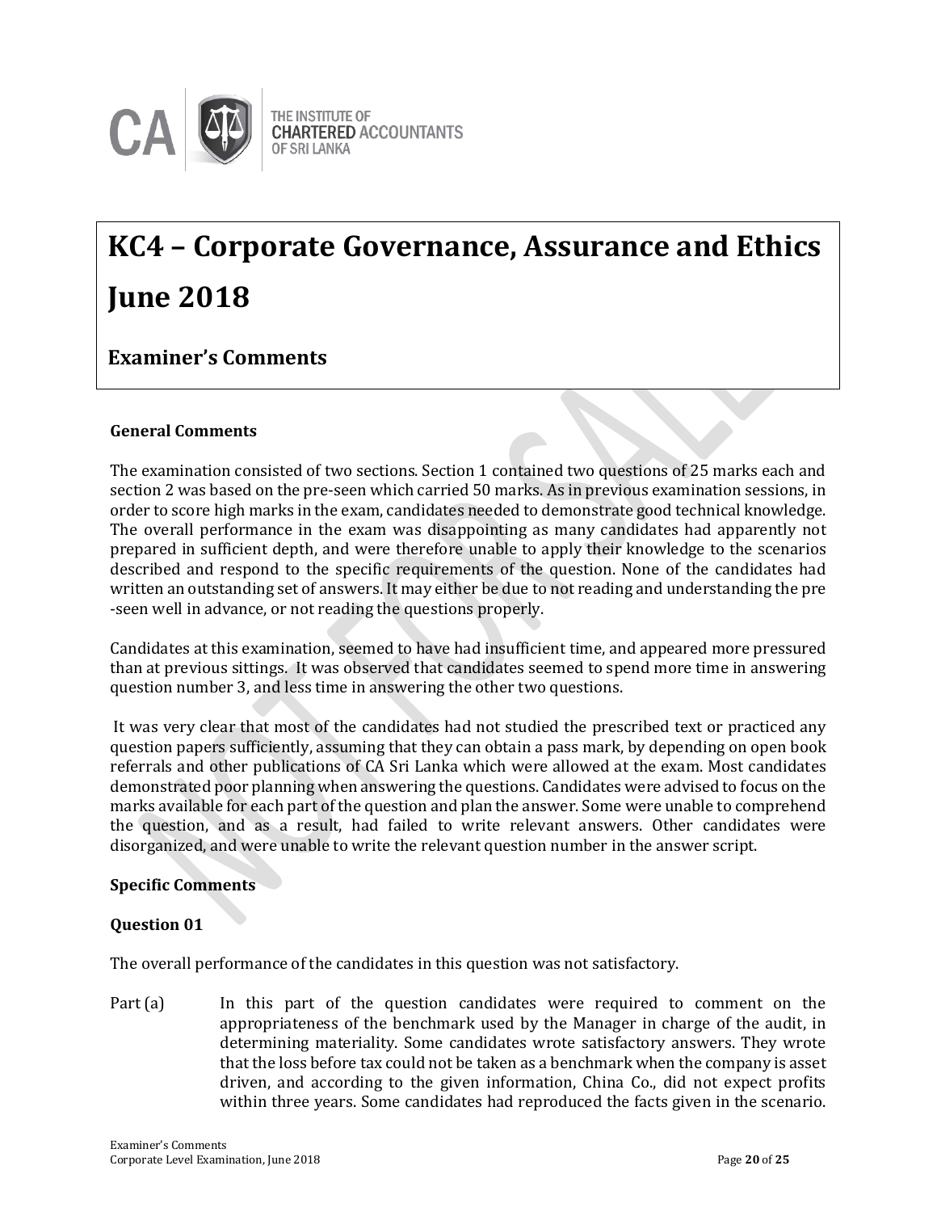# KC4 – Corporate Governance, Assurance and Ethics

# June 2018

## Examiner's Comments

**General Comments**

The examination consisted of two sections. Section 1 contained two questions of 25 marks each and section 2 was based on the pre-seen which carried 50 marks. As in previous examination sessions, in order to score high marks in the exam, candidates needed to demonstrate good technical knowledge. The overall performance in the exam was disappointing as many candidates had apparently not prepared in sufficient depth, and were therefore unable to apply their knowledge to the scenarios described and respond to the specific requirements of the question. None of the candidates had written an outstanding set of answers. It may either be due to not reading and understanding the pre -seen well in advance, or not reading the questions properly.

Candidates at this examination, seemed to have had insufficient time, and appeared more pressured than at previous sittings. It was observed that candidates seemed to spend more time in answering question number 3, and less time in answering the other two questions.

It was very clear that most of the candidates had not studied the prescribed text or practiced any question papers sufficiently, assuming that they can obtain a pass mark, by depending on open book referrals and other publications of CA Sri Lanka which were allowed at the exam. Most candidates demonstrated poor planning when answering the questions. Candidates were advised to focus on the marks available for each part of the question and plan the answer. Some were unable to comprehend the question, and as a result, had failed to write relevant answers. Other candidates were disorganized, and were unable to write the relevant question number in the answer script.

**Specific Comments**

**Question 01**

The overall performance of the candidates in this question was not satisfactory.

Part (a) In this part of the question candidates were required to comment on the appropriateness of the benchmark used by the Manager in charge of the audit, in determining materiality. Some candidates wrote satisfactory answers. They wrote that the loss before tax could not be taken as a benchmark when the company is asset driven, and according to the given information, China Co., did not expect profits within three years. Some candidates had reproduced the facts given in the scenario.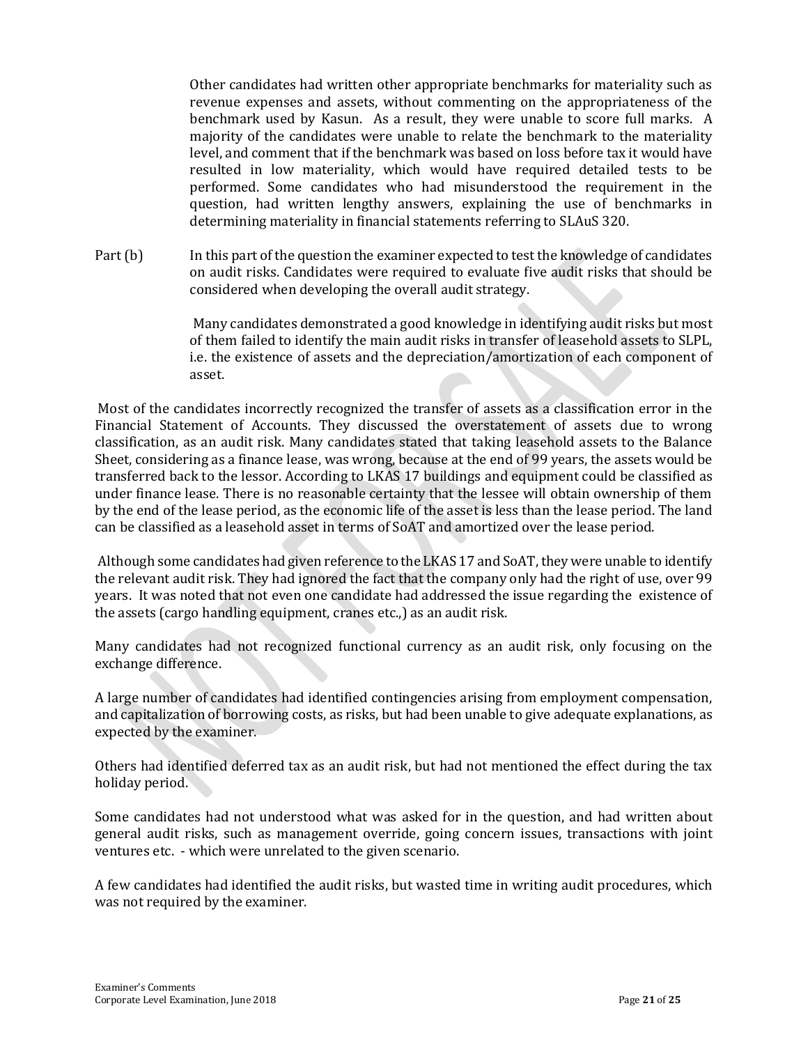Other candidates had written other appropriate benchmarks for materiality such as revenue expenses and assets, without commenting on the appropriateness of the benchmark used by Kasun. As a result, they were unable to score full marks. A majority of the candidates were unable to relate the benchmark to the materiality level, and comment that if the benchmark was based on loss before tax it would have resulted in low materiality, which would have required detailed tests to be performed. Some candidates who had misunderstood the requirement in the question, had written lengthy answers, explaining the use of benchmarks in determining materiality in financial statements referring to SLAuS 320.

Part (b) In this part of the question the examiner expected to test the knowledge of candidates on audit risks. Candidates were required to evaluate five audit risks that should be considered when developing the overall audit strategy.

Many candidates demonstrated a good knowledge in identifying audit risks but most of them failed to identify the main audit risks in transfer of leasehold assets to SLPL, i.e. the existence of assets and the depreciation/amortization of each component of asset.

Most of the candidates incorrectly recognized the transfer of assets as a classification error in the Financial Statement of Accounts. They discussed the overstatement of assets due to wrong classification, as an audit risk. Many candidates stated that taking leasehold assets to the Balance Sheet, considering as a finance lease, was wrong, because at the end of 99 years, the assets would be transferred back to the lessor. According to LKAS 17 buildings and equipment could be classified as under finance lease. There is no reasonable certainty that the lessee will obtain ownership of them by the end of the lease period, as the economic life of the asset is less than the lease period. The land can be classified as a leasehold asset in terms of SoAT and amortized over the lease period.

Although some candidates had given reference to the LKAS 17 and SoAT, they were unable to identify the relevant audit risk. They had ignored the fact that the company only had the right of use, over 99 years. It was noted that not even one candidate had addressed the issue regarding the existence of the assets (cargo handling equipment, cranes etc.,) as an audit risk.

Many candidates had not recognized functional currency as an audit risk, only focusing on the exchange difference.

A large number of candidates had identified contingencies arising from employment compensation, and capitalization of borrowing costs, as risks, but had been unable to give adequate explanations, as expected by the examiner.

Others had identified deferred tax as an audit risk, but had not mentioned the effect during the tax holiday period.

Some candidates had not understood what was asked for in the question, and had written about general audit risks, such as management override, going concern issues, transactions with joint ventures etc. - which were unrelated to the given scenario.

A few candidates had identified the audit risks, but wasted time in writing audit procedures, which was not required by the examiner.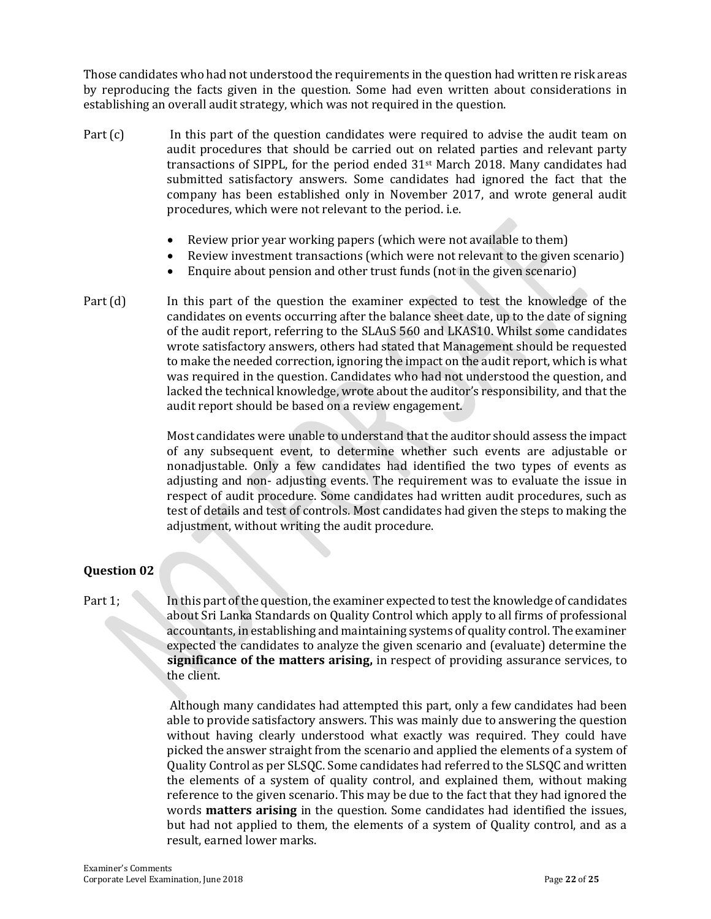Those candidates who had not understood the requirements in the question had written re risk areas by reproducing the facts given in the question. Some had even written about considerations in establishing an overall audit strategy, which was not required in the question.

Part (c) In this part of the question candidates were required to advise the audit team on audit procedures that should be carried out on related parties and relevant party transactions of SIPPL, for the period ended 31st March 2018. Many candidates had submitted satisfactory answers. Some candidates had ignored the fact that the company has been established only in November 2017, and wrote general audit procedures, which were not relevant to the period. i.e.

- Review prior year working papers (which were not available to them)
- Review investment transactions (which were not relevant to the given scenario)
- Enquire about pension and other trust funds (not in the given scenario)

Part (d) In this part of the question the examiner expected to test the knowledge of the candidates on events occurring after the balance sheet date, up to the date of signing of the audit report, referring to the SLAuS 560 and LKAS10. Whilst some candidates wrote satisfactory answers, others had stated that Management should be requested to make the needed correction, ignoring the impact on the audit report, which is what was required in the question. Candidates who had not understood the question, and lacked the technical knowledge, wrote about the auditor's responsibility, and that the audit report should be based on a review engagement.

Most candidates were unable to understand that the auditor should assess the impact of any subsequent event, to determine whether such events are adjustable or nonadjustable. Only a few candidates had identified the two types of events as adjusting and non- adjusting events. The requirement was to evaluate the issue in respect of audit procedure. Some candidates had written audit procedures, such as test of details and test of controls. Most candidates had given the steps to making the adjustment, without writing the audit procedure.

### Question 02

Part 1; In this part of the question, the examiner expected to test the knowledge of candidates about Sri Lanka Standards on Quality Control which apply to all firms of professional accountants, in establishing and maintaining systems of quality control. The examiner expected the candidates to analyze the given scenario and (evaluate) determine the **significance of the matters arising,** in respect of providing assurance services, to the client.

Although many candidates had attempted this part, only a few candidates had been able to provide satisfactory answers. This was mainly due to answering the question without having clearly understood what exactly was required. They could have picked the answer straight from the scenario and applied the elements of a system of Quality Control as per SLSQC. Some candidates had referred to the SLSQC and written the elements of a system of quality control, and explained them, without making reference to the given scenario. This may be due to the fact that they had ignored the words **matters arising** in the question. Some candidates had identified the issues, but had not applied to them, the elements of a system of Quality control, and as a result, earned lower marks.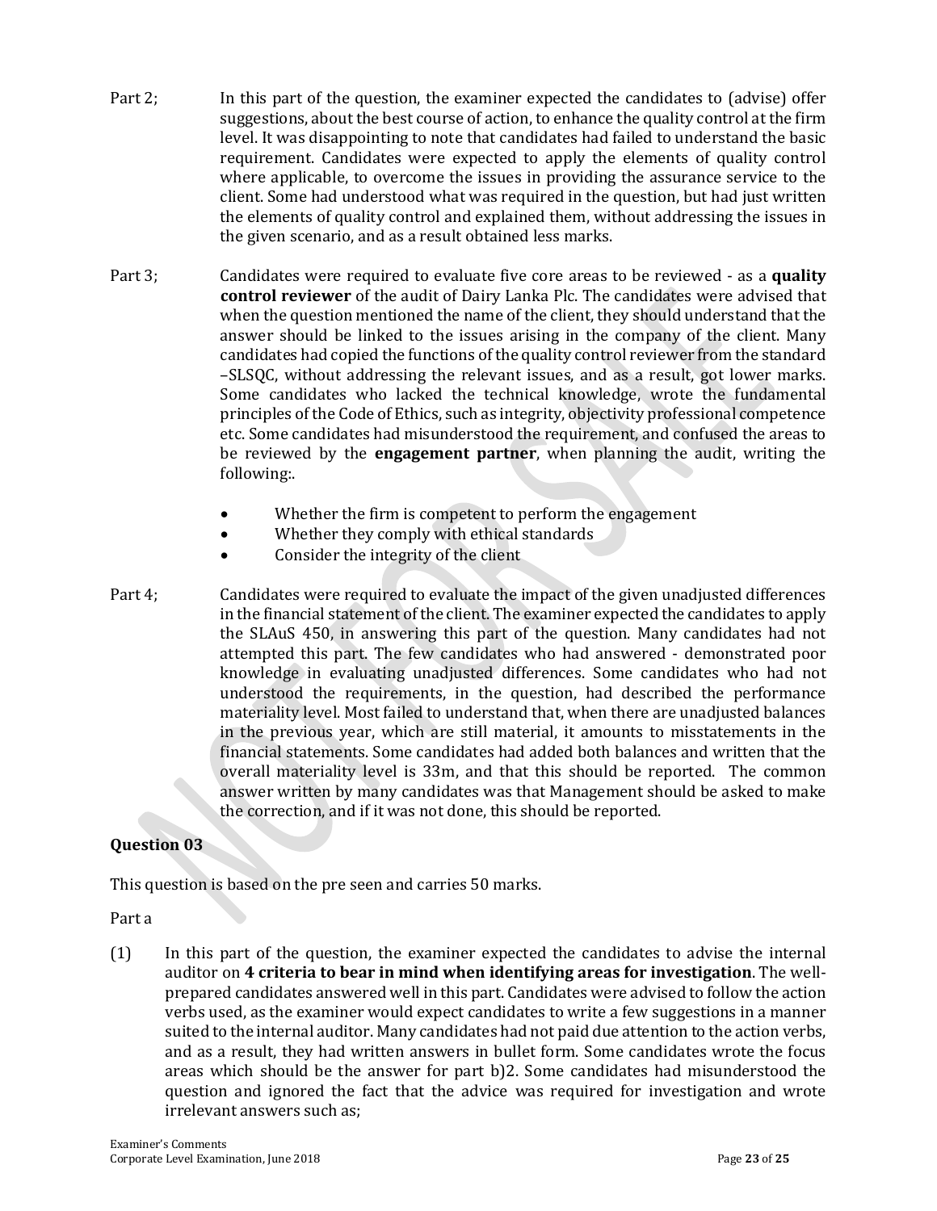Part 2; In this part of the question, the examiner expected the candidates to (advise) offer suggestions, about the best course of action, to enhance the quality control at the firm level. It was disappointing to note that candidates had failed to understand the basic requirement. Candidates were expected to apply the elements of quality control where applicable, to overcome the issues in providing the assurance service to the client. Some had understood what was required in the question, but had just written the elements of quality control and explained them, without addressing the issues in the given scenario, and as a result obtained less marks.

Part 3; Candidates were required to evaluate five core areas to be reviewed - as a **quality control reviewer** of the audit of Dairy Lanka Plc. The candidates were advised that when the question mentioned the name of the client, they should understand that the answer should be linked to the issues arising in the company of the client. Many candidates had copied the functions of the quality control reviewer from the standard –SLSQC, without addressing the relevant issues, and as a result, got lower marks. Some candidates who lacked the technical knowledge, wrote the fundamental principles of the Code of Ethics, such as integrity, objectivity professional competence etc. Some candidates had misunderstood the requirement, and confused the areas to be reviewed by the **engagement partner**, when planning the audit, writing the following:.

- Whether the firm is competent to perform the engagement
- Whether they comply with ethical standards
- Consider the integrity of the client

Part 4; Candidates were required to evaluate the impact of the given unadjusted differences in the financial statement of the client. The examiner expected the candidates to apply the SLAuS 450, in answering this part of the question. Many candidates had not attempted this part. The few candidates who had answered - demonstrated poor knowledge in evaluating unadjusted differences. Some candidates who had not understood the requirements, in the question, had described the performance materiality level. Most failed to understand that, when there are unadjusted balances in the previous year, which are still material, it amounts to misstatements in the financial statements. Some candidates had added both balances and written that the overall materiality level is 33m, and that this should be reported. The common answer written by many candidates was that Management should be asked to make the correction, and if it was not done, this should be reported.

## Question 03

This question is based on the pre seen and carries 50 marks.

Part a

(1) In this part of the question, the examiner expected the candidates to advise the internal auditor on **4 criteria to bear in mind when identifying areas for investigation**. The well-prepared candidates answered well in this part. Candidates were advised to follow the action verbs used, as the examiner would expect candidates to write a few suggestions in a manner suited to the internal auditor. Many candidates had not paid due attention to the action verbs, and as a result, they had written answers in bullet form. Some candidates wrote the focus areas which should be the answer for part b)2. Some candidates had misunderstood the question and ignored the fact that the advice was required for investigation and wrote irrelevant answers such as;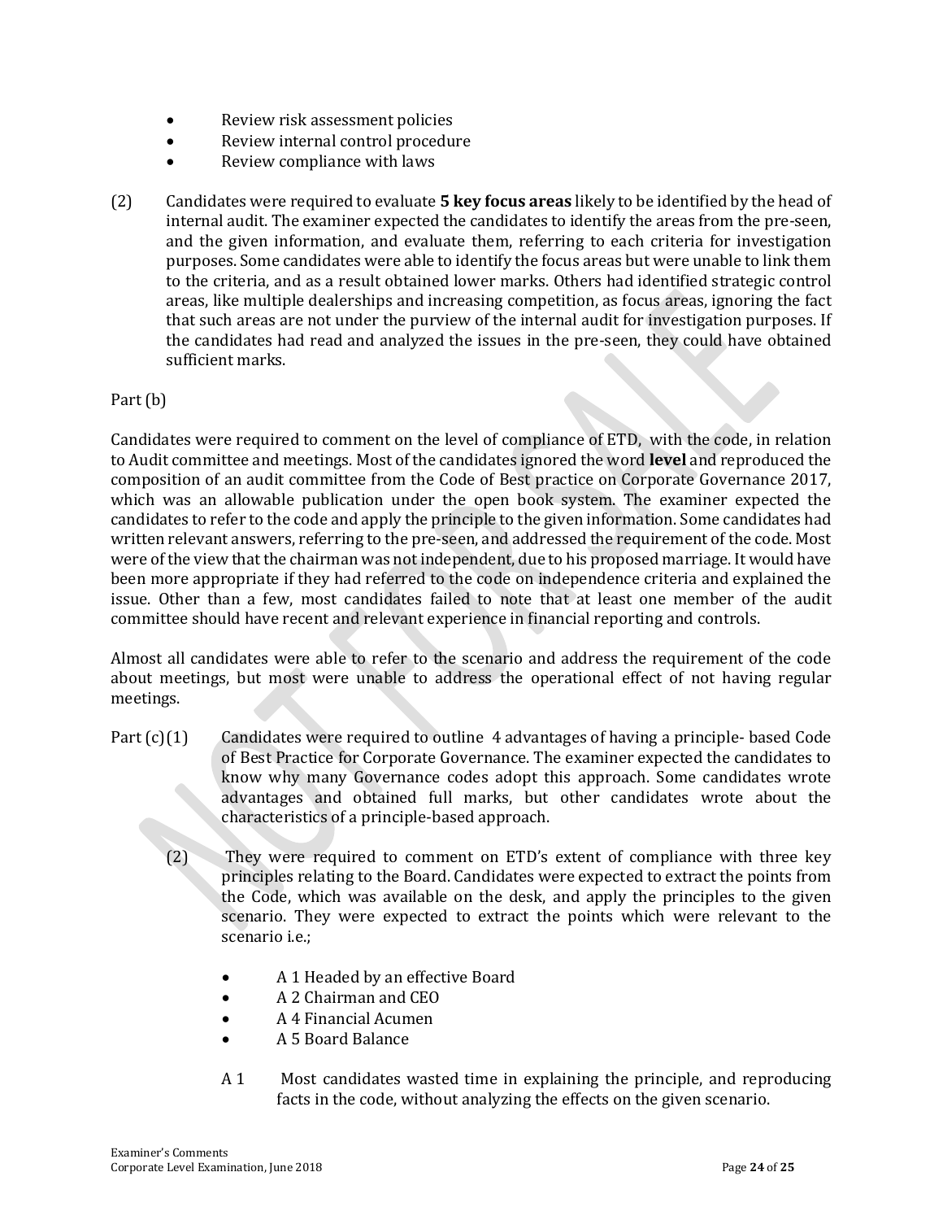- Review risk assessment policies
- Review internal control procedure
- Review compliance with laws

(2) Candidates were required to evaluate **5 key focus areas** likely to be identified by the head of internal audit. The examiner expected the candidates to identify the areas from the pre-seen, and the given information, and evaluate them, referring to each criteria for investigation purposes. Some candidates were able to identify the focus areas but were unable to link them to the criteria, and as a result obtained lower marks. Others had identified strategic control areas, like multiple dealerships and increasing competition, as focus areas, ignoring the fact that such areas are not under the purview of the internal audit for investigation purposes. If the candidates had read and analyzed the issues in the pre-seen, they could have obtained sufficient marks.

Part (b)

Candidates were required to comment on the level of compliance of ETD, with the code, in relation to Audit committee and meetings. Most of the candidates ignored the word **level** and reproduced the composition of an audit committee from the Code of Best practice on Corporate Governance 2017, which was an allowable publication under the open book system. The examiner expected the candidates to refer to the code and apply the principle to the given information. Some candidates had written relevant answers, referring to the pre-seen, and addressed the requirement of the code. Most were of the view that the chairman was not independent, due to his proposed marriage. It would have been more appropriate if they had referred to the code on independence criteria and explained the issue. Other than a few, most candidates failed to note that at least one member of the audit committee should have recent and relevant experience in financial reporting and controls.

Almost all candidates were able to refer to the scenario and address the requirement of the code about meetings, but most were unable to address the operational effect of not having regular meetings.

Part (c)(1) Candidates were required to outline 4 advantages of having a principle- based Code of Best Practice for Corporate Governance. The examiner expected the candidates to know why many Governance codes adopt this approach. Some candidates wrote advantages and obtained full marks, but other candidates wrote about the characteristics of a principle-based approach.

(2) They were required to comment on ETD's extent of compliance with three key principles relating to the Board. Candidates were expected to extract the points from the Code, which was available on the desk, and apply the principles to the given scenario. They were expected to extract the points which were relevant to the scenario i.e.;

- A 1 Headed by an effective Board
- A 2 Chairman and CEO
- A 4 Financial Acumen
- A 5 Board Balance

A 1 Most candidates wasted time in explaining the principle, and reproducing facts in the code, without analyzing the effects on the given scenario.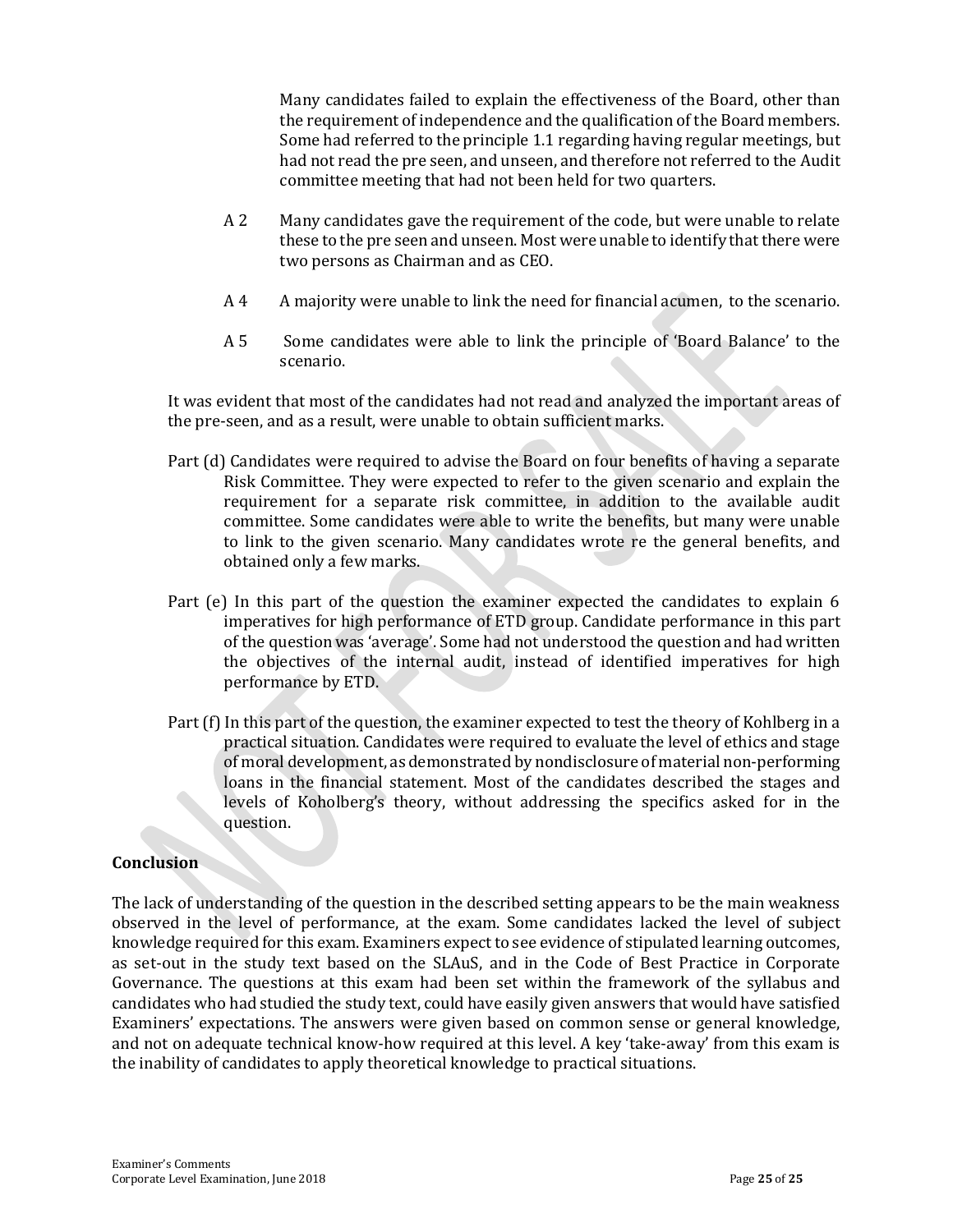Many candidates failed to explain the effectiveness of the Board, other than the requirement of independence and the qualification of the Board members. Some had referred to the principle 1.1 regarding having regular meetings, but had not read the pre seen, and unseen, and therefore not referred to the Audit committee meeting that had not been held for two quarters.

A 2 Many candidates gave the requirement of the code, but were unable to relate these to the pre seen and unseen. Most were unable to identify that there were two persons as Chairman and as CEO.

A 4 A majority were unable to link the need for financial acumen, to the scenario.

A 5 Some candidates were able to link the principle of 'Board Balance' to the scenario.

It was evident that most of the candidates had not read and analyzed the important areas of the pre-seen, and as a result, were unable to obtain sufficient marks.

Part (d) Candidates were required to advise the Board on four benefits of having a separate Risk Committee. They were expected to refer to the given scenario and explain the requirement for a separate risk committee, in addition to the available audit committee. Some candidates were able to write the benefits, but many were unable to link to the given scenario. Many candidates wrote re the general benefits, and obtained only a few marks.

Part (e) In this part of the question the examiner expected the candidates to explain 6 imperatives for high performance of ETD group. Candidate performance in this part of the question was 'average'. Some had not understood the question and had written the objectives of the internal audit, instead of identified imperatives for high performance by ETD.

Part (f) In this part of the question, the examiner expected to test the theory of Kohlberg in a practical situation. Candidates were required to evaluate the level of ethics and stage of moral development, as demonstrated by nondisclosure of material non-performing loans in the financial statement. Most of the candidates described the stages and levels of Koholberg's theory, without addressing the specifics asked for in the question.

**Conclusion**

The lack of understanding of the question in the described setting appears to be the main weakness observed in the level of performance, at the exam. Some candidates lacked the level of subject knowledge required for this exam. Examiners expect to see evidence of stipulated learning outcomes, as set-out in the study text based on the SLAuS, and in the Code of Best Practice in Corporate Governance. The questions at this exam had been set within the framework of the syllabus and candidates who had studied the study text, could have easily given answers that would have satisfied Examiners' expectations. The answers were given based on common sense or general knowledge, and not on adequate technical know-how required at this level. A key 'take-away' from this exam is the inability of candidates to apply theoretical knowledge to practical situations.